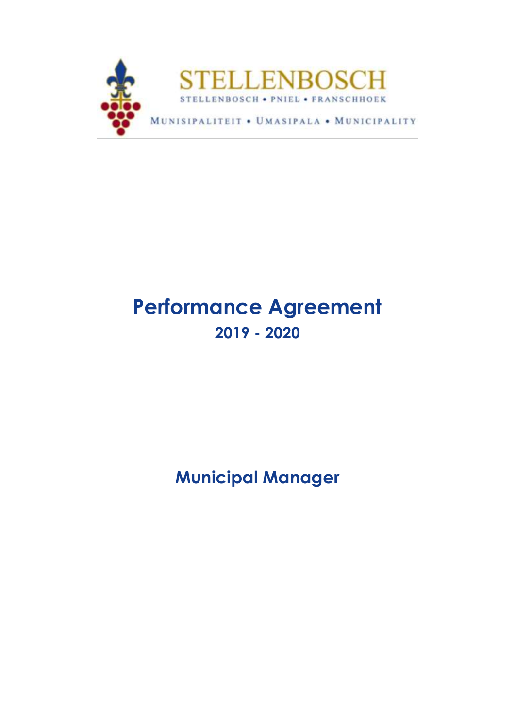STELLENBOSCH

STELLENBOSCH • PNIEL • FRANSCHHOEK

MUNISIPALITEIT • UMASIPALA • MUNICIPALITY

# Performance Agreement

## 2019 - 2020

## Municipal Manager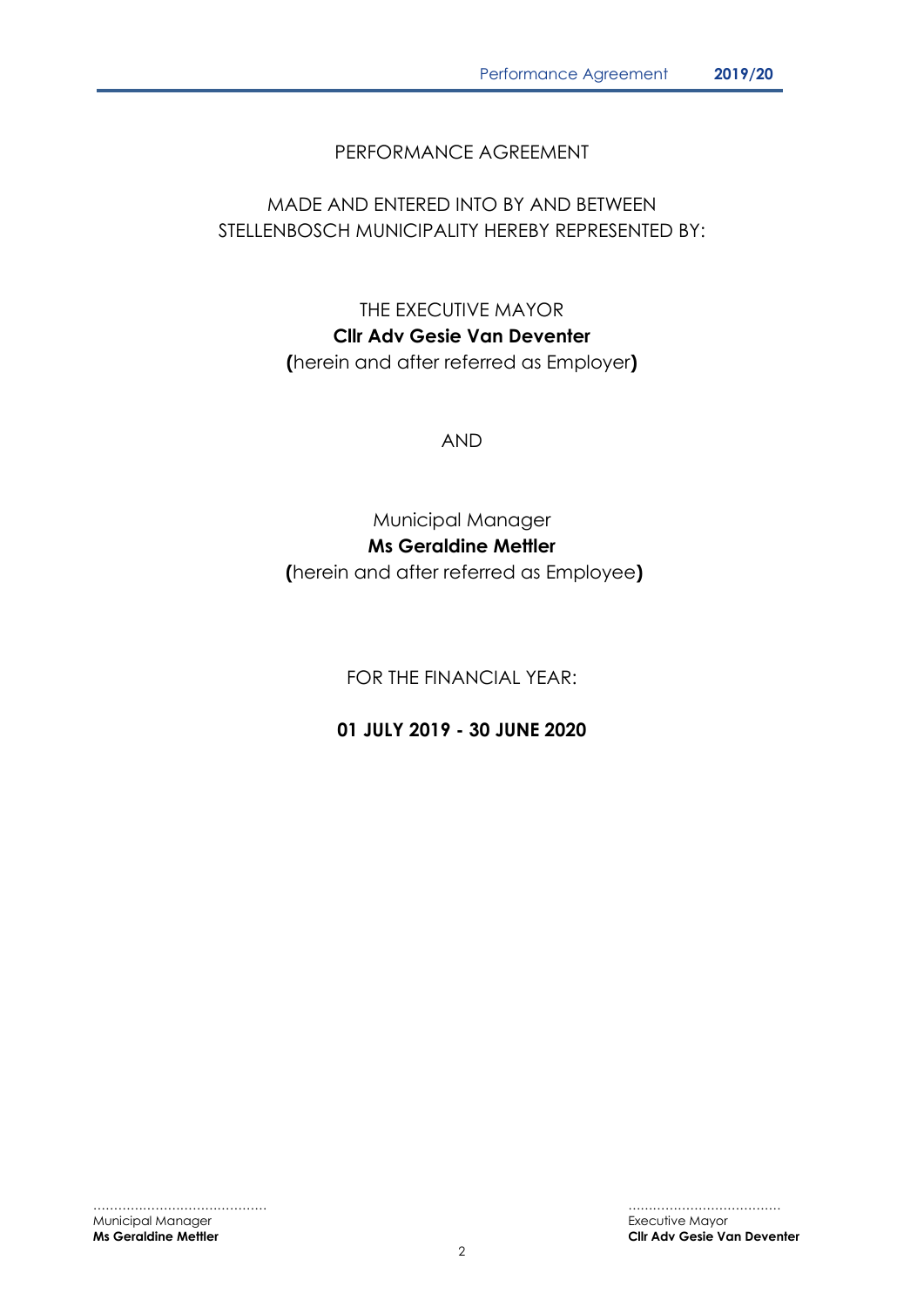PERFORMANCE AGREEMENT

MADE AND ENTERED INTO BY AND BETWEEN
STELLENBOSCH MUNICIPALITY HEREBY REPRESENTED BY:

THE EXECUTIVE MAYOR
**Cllr Adv Gesie Van Deventer**
**(**herein and after referred as Employer**)**

AND

Municipal Manager
**Ms Geraldine Mettler**
**(**herein and after referred as Employee**)**

FOR THE FINANCIAL YEAR:

**01 JULY 2019 - 30 JUNE 2020**

……………………………………
Municipal Manager
**Ms Geraldine Mettler**

………………………………
Executive Mayor
**Cllr Adv Gesie Van Deventer**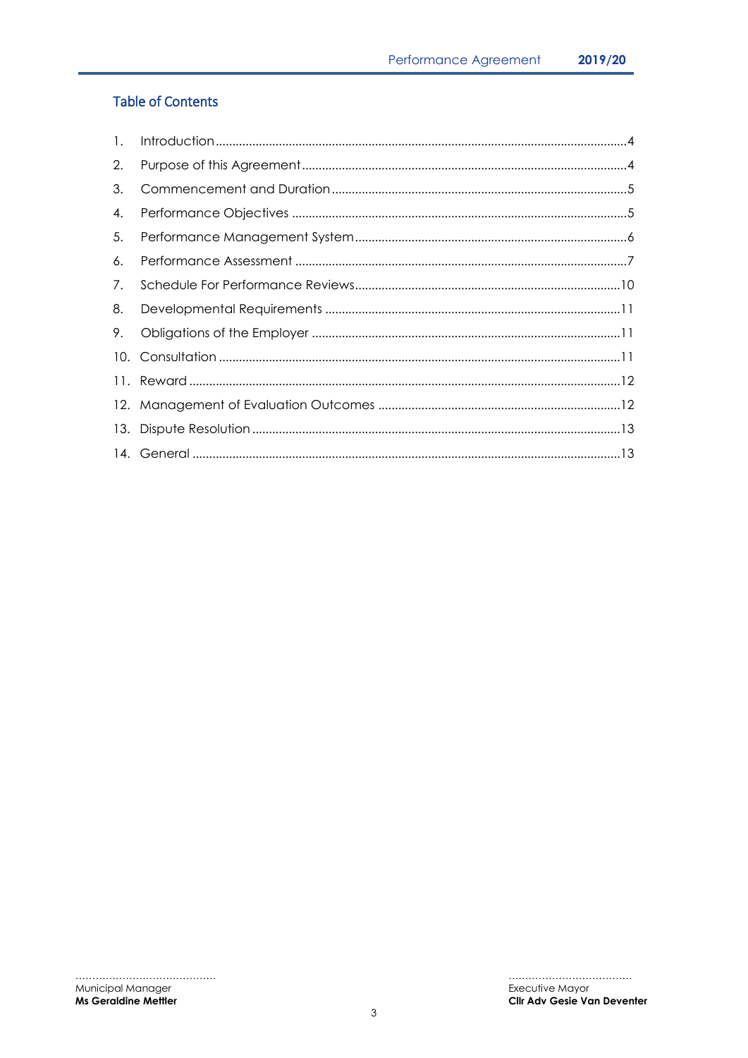## Table of Contents

1. Introduction ........................................ 4
2. Purpose of this Agreement ........................................ 4
3. Commencement and Duration ........................................ 5
4. Performance Objectives ........................................ 5
5. Performance Management System ........................................ 6
6. Performance Assessment ........................................ 7
7. Schedule For Performance Reviews ........................................ 10
8. Developmental Requirements ........................................ 11
9. Obligations of the Employer ........................................ 11
10. Consultation ........................................ 11
11. Reward ........................................ 12
12. Management of Evaluation Outcomes ........................................ 12
13. Dispute Resolution ........................................ 13
14. General ........................................ 13

..........................................
Municipal Manager
**Ms Geraldine Mettler**

..........................................
Executive Mayor
**Cllr Adv Gesie Van Deventer**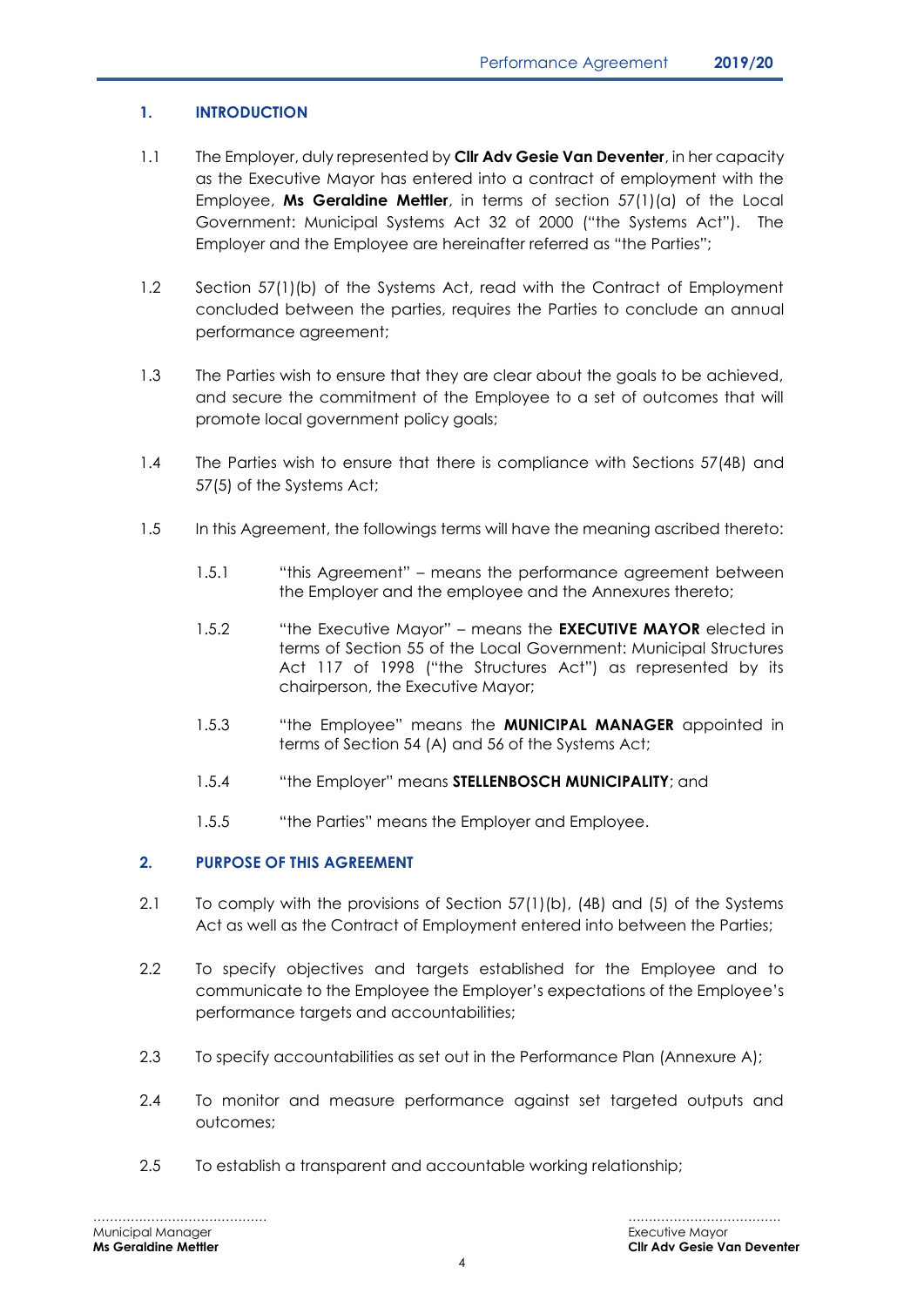## 1. INTRODUCTION

1.1 The Employer, duly represented by **Cllr Adv Gesie Van Deventer**, in her capacity as the Executive Mayor has entered into a contract of employment with the Employee, **Ms Geraldine Mettler**, in terms of section 57(1)(a) of the Local Government: Municipal Systems Act 32 of 2000 ("the Systems Act"). The Employer and the Employee are hereinafter referred as "the Parties";

1.2 Section 57(1)(b) of the Systems Act, read with the Contract of Employment concluded between the parties, requires the Parties to conclude an annual performance agreement;

1.3 The Parties wish to ensure that they are clear about the goals to be achieved, and secure the commitment of the Employee to a set of outcomes that will promote local government policy goals;

1.4 The Parties wish to ensure that there is compliance with Sections 57(4B) and 57(5) of the Systems Act;

1.5 In this Agreement, the followings terms will have the meaning ascribed thereto:

1.5.1 "this Agreement" – means the performance agreement between the Employer and the employee and the Annexures thereto;

1.5.2 "the Executive Mayor" – means the **EXECUTIVE MAYOR** elected in terms of Section 55 of the Local Government: Municipal Structures Act 117 of 1998 ("the Structures Act") as represented by its chairperson, the Executive Mayor;

1.5.3 "the Employee" means the **MUNICIPAL MANAGER** appointed in terms of Section 54 (A) and 56 of the Systems Act;

1.5.4 "the Employer" means **STELLENBOSCH MUNICIPALITY**; and

1.5.5 "the Parties" means the Employer and Employee.

## 2. PURPOSE OF THIS AGREEMENT

2.1 To comply with the provisions of Section 57(1)(b), (4B) and (5) of the Systems Act as well as the Contract of Employment entered into between the Parties;

2.2 To specify objectives and targets established for the Employee and to communicate to the Employee the Employer's expectations of the Employee's performance targets and accountabilities;

2.3 To specify accountabilities as set out in the Performance Plan (Annexure A);

2.4 To monitor and measure performance against set targeted outputs and outcomes;

2.5 To establish a transparent and accountable working relationship;

..........................................
Municipal Manager
**Ms Geraldine Mettler**

....................................
Executive Mayor
**Cllr Adv Gesie Van Deventer**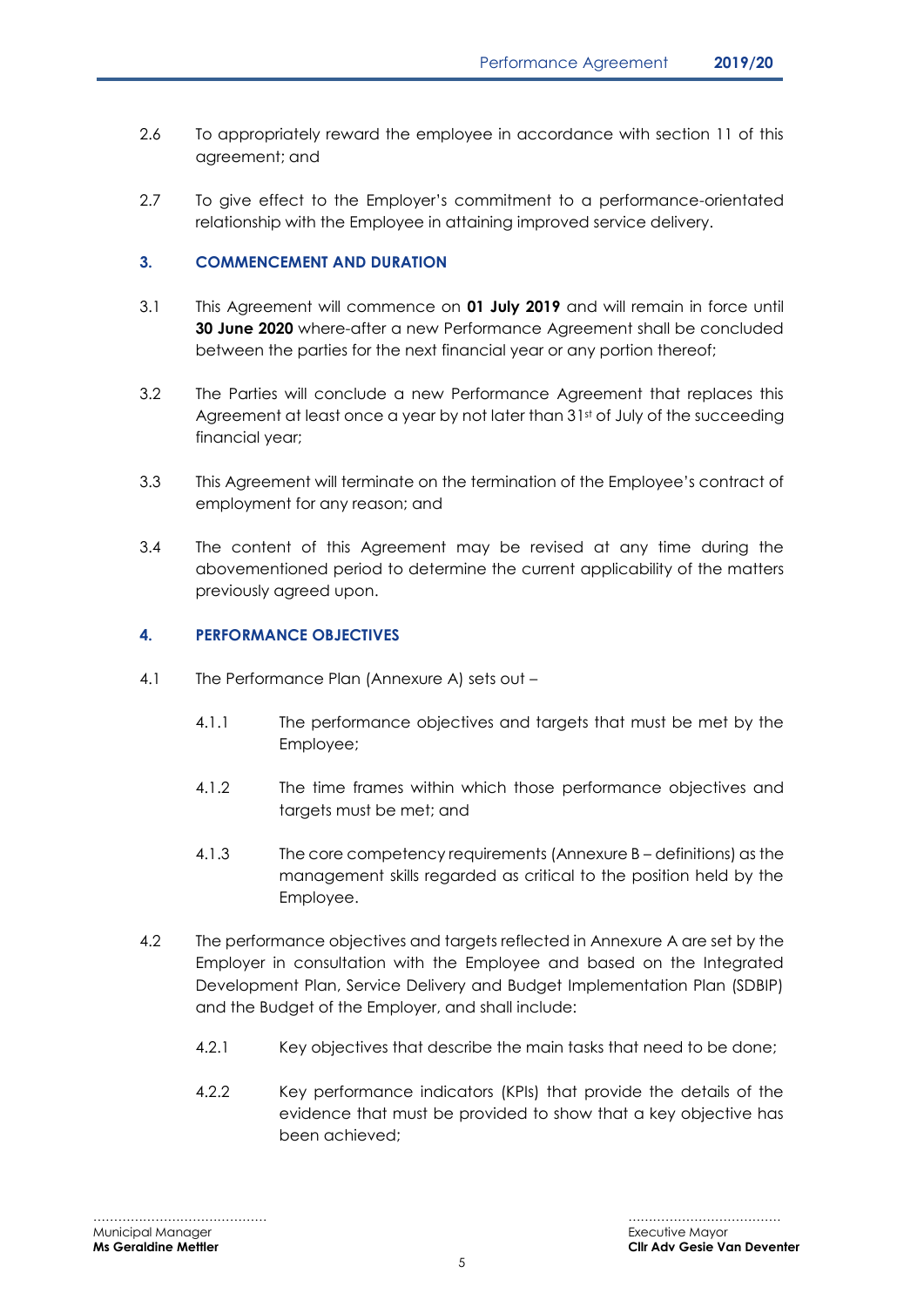2.6 To appropriately reward the employee in accordance with section 11 of this agreement; and

2.7 To give effect to the Employer's commitment to a performance-orientated relationship with the Employee in attaining improved service delivery.

## 3. COMMENCEMENT AND DURATION

3.1 This Agreement will commence on **01 July 2019** and will remain in force until **30 June 2020** where-after a new Performance Agreement shall be concluded between the parties for the next financial year or any portion thereof;

3.2 The Parties will conclude a new Performance Agreement that replaces this Agreement at least once a year by not later than 31st of July of the succeeding financial year;

3.3 This Agreement will terminate on the termination of the Employee's contract of employment for any reason; and

3.4 The content of this Agreement may be revised at any time during the abovementioned period to determine the current applicability of the matters previously agreed upon.

## 4. PERFORMANCE OBJECTIVES

4.1 The Performance Plan (Annexure A) sets out –

4.1.1 The performance objectives and targets that must be met by the Employee;

4.1.2 The time frames within which those performance objectives and targets must be met; and

4.1.3 The core competency requirements (Annexure B – definitions) as the management skills regarded as critical to the position held by the Employee.

4.2 The performance objectives and targets reflected in Annexure A are set by the Employer in consultation with the Employee and based on the Integrated Development Plan, Service Delivery and Budget Implementation Plan (SDBIP) and the Budget of the Employer, and shall include:

4.2.1 Key objectives that describe the main tasks that need to be done;

4.2.2 Key performance indicators (KPIs) that provide the details of the evidence that must be provided to show that a key objective has been achieved;

……………………………………
Municipal Manager
**Ms Geraldine Mettler**

………………………………
Executive Mayor
**Cllr Adv Gesie Van Deventer**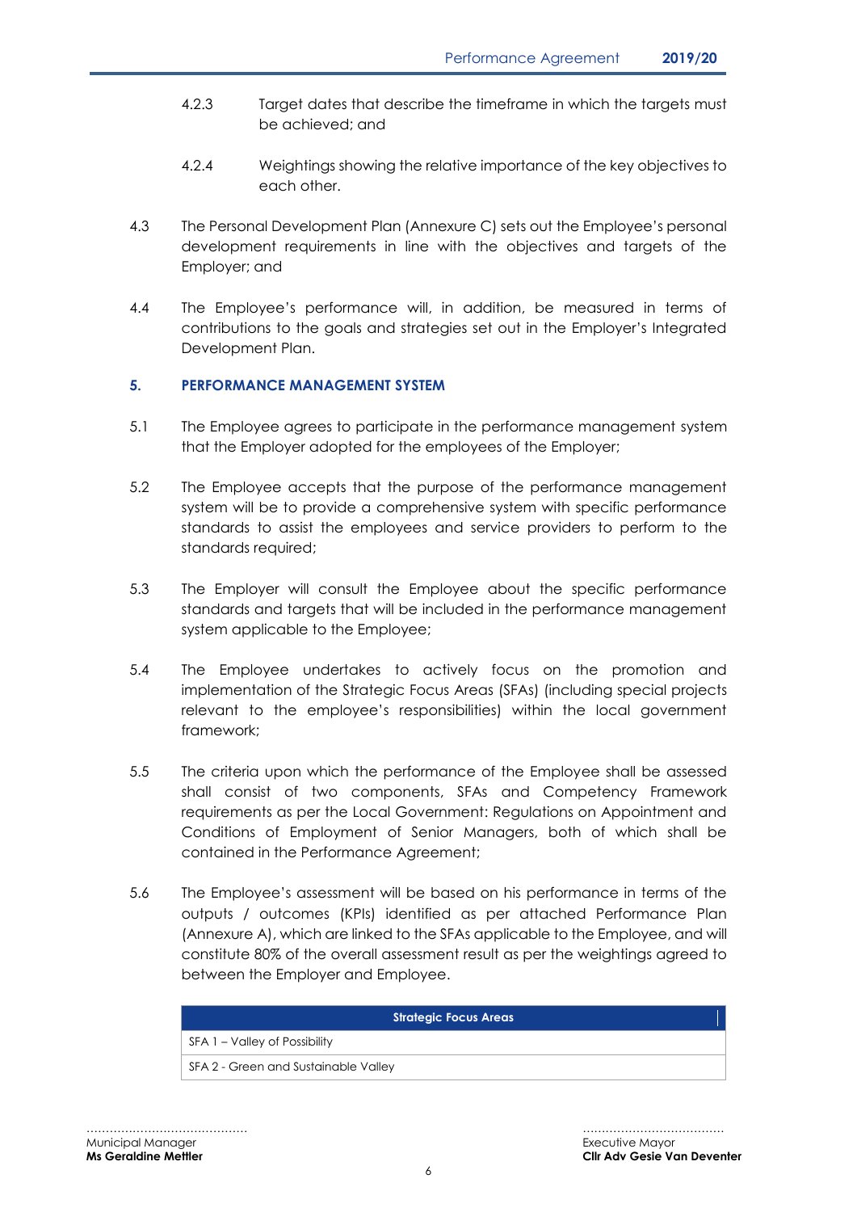4.2.3 Target dates that describe the timeframe in which the targets must be achieved; and

4.2.4 Weightings showing the relative importance of the key objectives to each other.

4.3 The Personal Development Plan (Annexure C) sets out the Employee's personal development requirements in line with the objectives and targets of the Employer; and

4.4 The Employee's performance will, in addition, be measured in terms of contributions to the goals and strategies set out in the Employer's Integrated Development Plan.

## 5. PERFORMANCE MANAGEMENT SYSTEM

5.1 The Employee agrees to participate in the performance management system that the Employer adopted for the employees of the Employer;

5.2 The Employee accepts that the purpose of the performance management system will be to provide a comprehensive system with specific performance standards to assist the employees and service providers to perform to the standards required;

5.3 The Employer will consult the Employee about the specific performance standards and targets that will be included in the performance management system applicable to the Employee;

5.4 The Employee undertakes to actively focus on the promotion and implementation of the Strategic Focus Areas (SFAs) (including special projects relevant to the employee's responsibilities) within the local government framework;

5.5 The criteria upon which the performance of the Employee shall be assessed shall consist of two components, SFAs and Competency Framework requirements as per the Local Government: Regulations on Appointment and Conditions of Employment of Senior Managers, both of which shall be contained in the Performance Agreement;

5.6 The Employee's assessment will be based on his performance in terms of the outputs / outcomes (KPIs) identified as per attached Performance Plan (Annexure A), which are linked to the SFAs applicable to the Employee, and will constitute 80% of the overall assessment result as per the weightings agreed to between the Employer and Employee.

| Strategic Focus Areas |
|---|
| SFA 1 – Valley of Possibility |
| SFA 2 - Green and Sustainable Valley |

……………………………………
Municipal Manager
**Ms Geraldine Mettler**

………………………………
Executive Mayor
**Cllr Adv Gesie Van Deventer**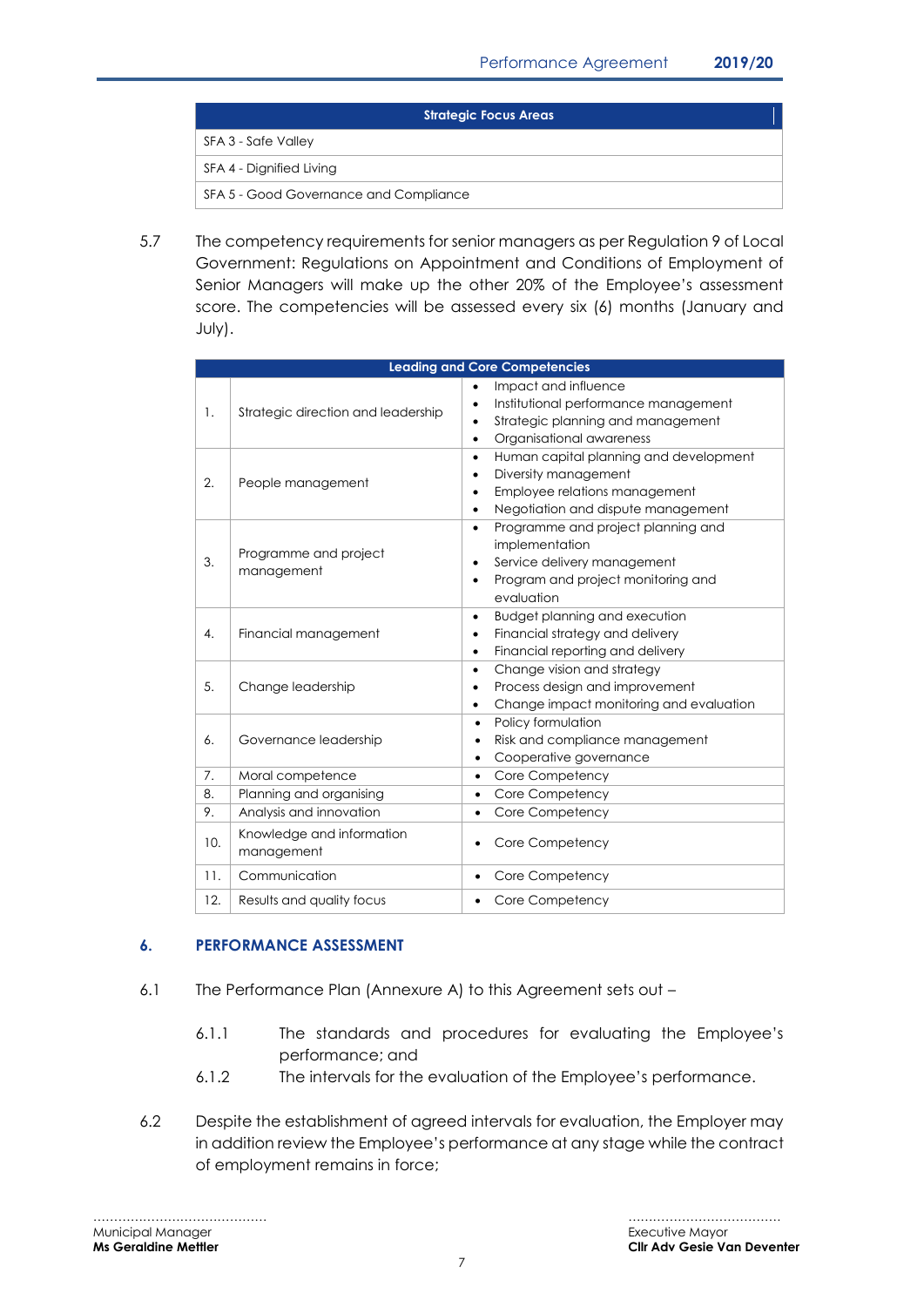| Strategic Focus Areas |
|---|
| SFA 3 - Safe Valley |
| SFA 4 - Dignified Living |
| SFA 5 - Good Governance and Compliance |

5.7 The competency requirements for senior managers as per Regulation 9 of Local Government: Regulations on Appointment and Conditions of Employment of Senior Managers will make up the other 20% of the Employee's assessment score. The competencies will be assessed every six (6) months (January and July).

| Leading and Core Competencies | | |
|---|---|---|
| 1. | Strategic direction and leadership | • Impact and influence<br>• Institutional performance management<br>• Strategic planning and management<br>• Organisational awareness |
| 2. | People management | • Human capital planning and development<br>• Diversity management<br>• Employee relations management<br>• Negotiation and dispute management |
| 3. | Programme and project management | • Programme and project planning and implementation<br>• Service delivery management<br>• Program and project monitoring and evaluation |
| 4. | Financial management | • Budget planning and execution<br>• Financial strategy and delivery<br>• Financial reporting and delivery |
| 5. | Change leadership | • Change vision and strategy<br>• Process design and improvement<br>• Change impact monitoring and evaluation |
| 6. | Governance leadership | • Policy formulation<br>• Risk and compliance management<br>• Cooperative governance |
| 7. | Moral competence | • Core Competency |
| 8. | Planning and organising | • Core Competency |
| 9. | Analysis and innovation | • Core Competency |
| 10. | Knowledge and information management | • Core Competency |
| 11. | Communication | • Core Competency |
| 12. | Results and quality focus | • Core Competency |

## 6. PERFORMANCE ASSESSMENT

6.1 The Performance Plan (Annexure A) to this Agreement sets out –

6.1.1 The standards and procedures for evaluating the Employee's performance; and

6.1.2 The intervals for the evaluation of the Employee's performance.

6.2 Despite the establishment of agreed intervals for evaluation, the Employer may in addition review the Employee's performance at any stage while the contract of employment remains in force;

.........................................
Municipal Manager
**Ms Geraldine Mettler**

....................................
Executive Mayor
**Cllr Adv Gesie Van Deventer**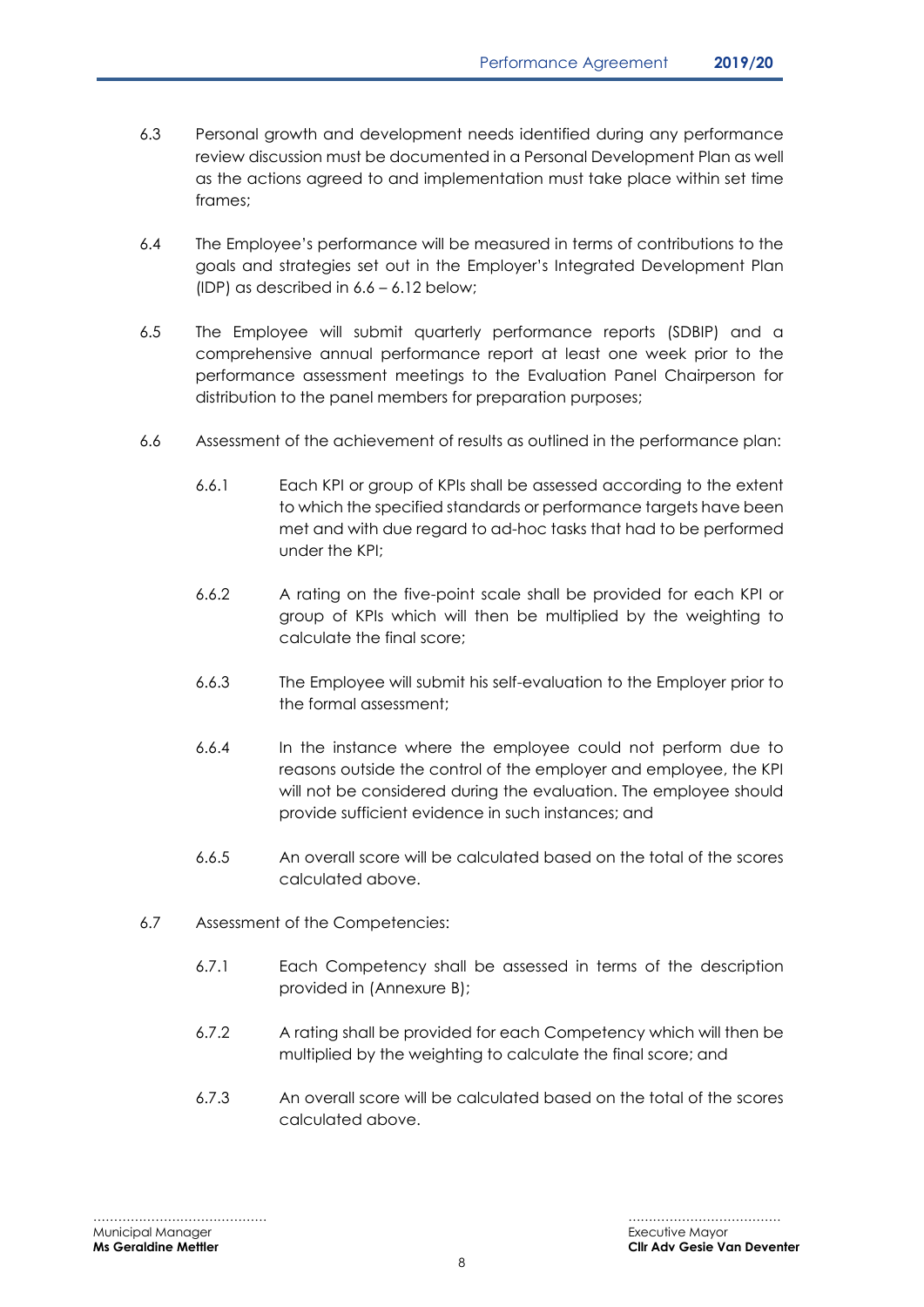6.3 Personal growth and development needs identified during any performance review discussion must be documented in a Personal Development Plan as well as the actions agreed to and implementation must take place within set time frames;

6.4 The Employee's performance will be measured in terms of contributions to the goals and strategies set out in the Employer's Integrated Development Plan (IDP) as described in 6.6 – 6.12 below;

6.5 The Employee will submit quarterly performance reports (SDBIP) and a comprehensive annual performance report at least one week prior to the performance assessment meetings to the Evaluation Panel Chairperson for distribution to the panel members for preparation purposes;

6.6 Assessment of the achievement of results as outlined in the performance plan:

6.6.1 Each KPI or group of KPIs shall be assessed according to the extent to which the specified standards or performance targets have been met and with due regard to ad-hoc tasks that had to be performed under the KPI;

6.6.2 A rating on the five-point scale shall be provided for each KPI or group of KPIs which will then be multiplied by the weighting to calculate the final score;

6.6.3 The Employee will submit his self-evaluation to the Employer prior to the formal assessment;

6.6.4 In the instance where the employee could not perform due to reasons outside the control of the employer and employee, the KPI will not be considered during the evaluation. The employee should provide sufficient evidence in such instances; and

6.6.5 An overall score will be calculated based on the total of the scores calculated above.

6.7 Assessment of the Competencies:

6.7.1 Each Competency shall be assessed in terms of the description provided in (Annexure B);

6.7.2 A rating shall be provided for each Competency which will then be multiplied by the weighting to calculate the final score; and

6.7.3 An overall score will be calculated based on the total of the scores calculated above.

……………………………………
Municipal Manager
**Ms Geraldine Mettler**

………………………………
Executive Mayor
**Cllr Adv Gesie Van Deventer**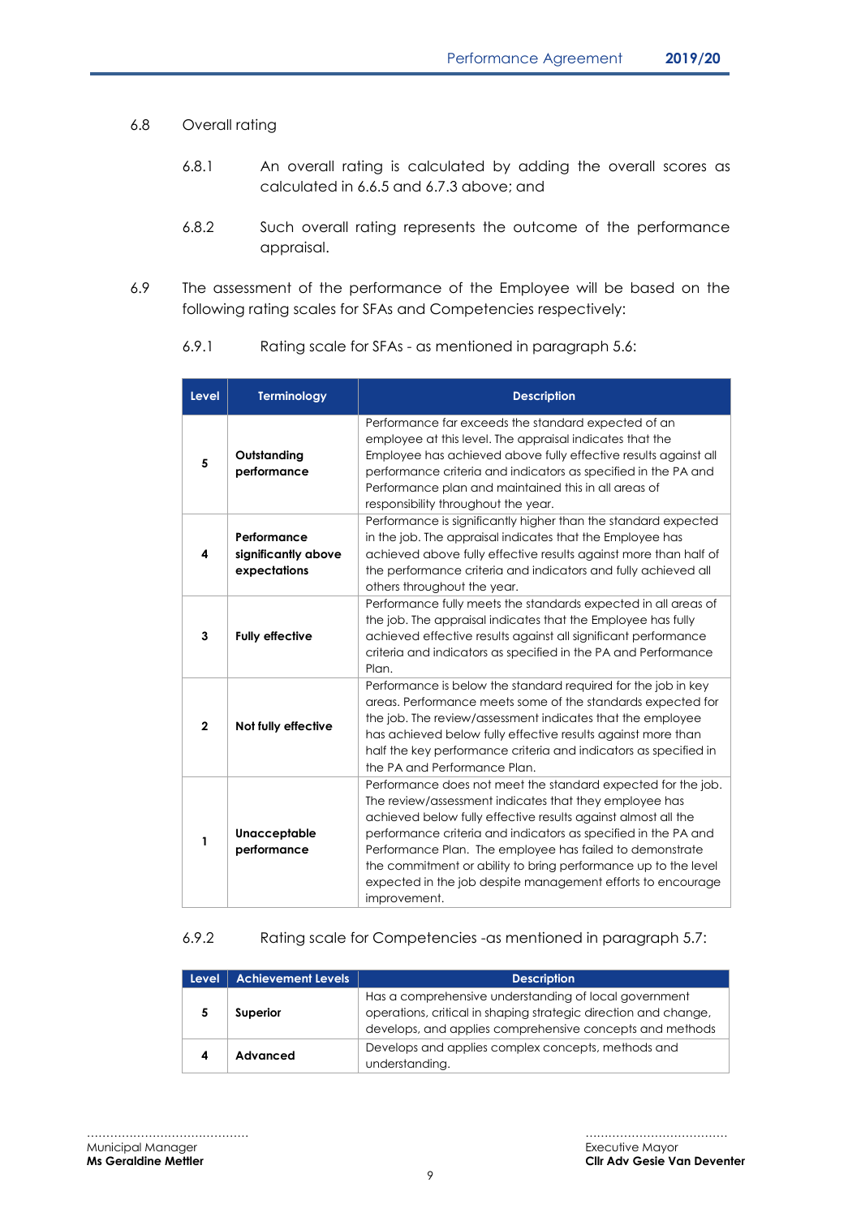6.8 Overall rating

6.8.1 An overall rating is calculated by adding the overall scores as calculated in 6.6.5 and 6.7.3 above; and

6.8.2 Such overall rating represents the outcome of the performance appraisal.

6.9 The assessment of the performance of the Employee will be based on the following rating scales for SFAs and Competencies respectively:

6.9.1 Rating scale for SFAs - as mentioned in paragraph 5.6:

| Level | Terminology | Description |
|---|---|---|
| 5 | **Outstanding performance** | Performance far exceeds the standard expected of an employee at this level. The appraisal indicates that the Employee has achieved above fully effective results against all performance criteria and indicators as specified in the PA and Performance plan and maintained this in all areas of responsibility throughout the year. |
| 4 | **Performance significantly above expectations** | Performance is significantly higher than the standard expected in the job. The appraisal indicates that the Employee has achieved above fully effective results against more than half of the performance criteria and indicators and fully achieved all others throughout the year. |
| 3 | **Fully effective** | Performance fully meets the standards expected in all areas of the job. The appraisal indicates that the Employee has fully achieved effective results against all significant performance criteria and indicators as specified in the PA and Performance Plan. |
| 2 | **Not fully effective** | Performance is below the standard required for the job in key areas. Performance meets some of the standards expected for the job. The review/assessment indicates that the employee has achieved below fully effective results against more than half the key performance criteria and indicators as specified in the PA and Performance Plan. |
| 1 | **Unacceptable performance** | Performance does not meet the standard expected for the job. The review/assessment indicates that they employee has achieved below fully effective results against almost all the performance criteria and indicators as specified in the PA and Performance Plan. The employee has failed to demonstrate the commitment or ability to bring performance up to the level expected in the job despite management efforts to encourage improvement. |

6.9.2 Rating scale for Competencies -as mentioned in paragraph 5.7:

| Level | Achievement Levels | Description |
|---|---|---|
| 5 | **Superior** | Has a comprehensive understanding of local government operations, critical in shaping strategic direction and change, develops, and applies comprehensive concepts and methods |
| 4 | **Advanced** | Develops and applies complex concepts, methods and understanding. |

.........................................
Municipal Manager
**Ms Geraldine Mettler**

....................................
Executive Mayor
**Cllr Adv Gesie Van Deventer**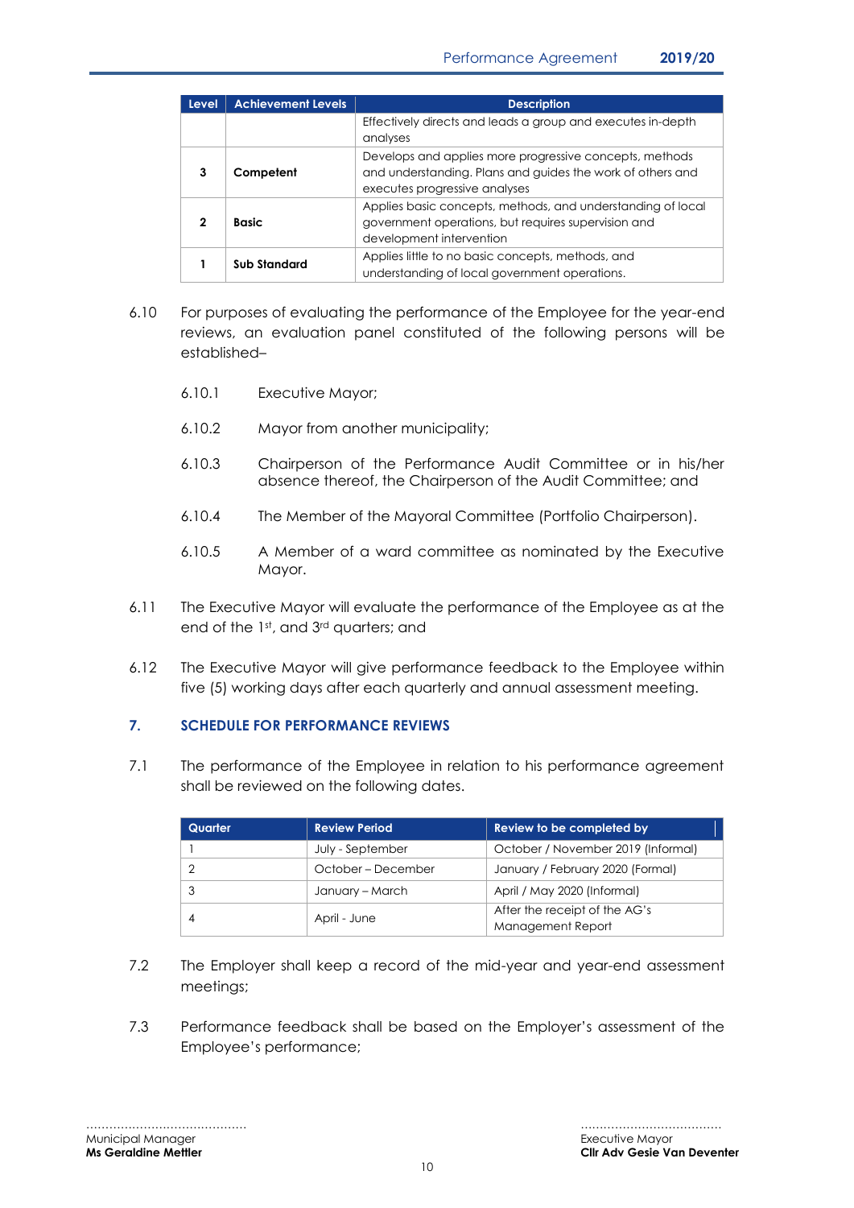| Level | Achievement Levels | Description |
|---|---|---|
| | | Effectively directs and leads a group and executes in-depth analyses |
| **3** | **Competent** | Develops and applies more progressive concepts, methods and understanding. Plans and guides the work of others and executes progressive analyses |
| **2** | **Basic** | Applies basic concepts, methods, and understanding of local government operations, but requires supervision and development intervention |
| **1** | **Sub Standard** | Applies little to no basic concepts, methods, and understanding of local government operations. |

6.10 For purposes of evaluating the performance of the Employee for the year-end reviews, an evaluation panel constituted of the following persons will be established–

6.10.1 Executive Mayor;

6.10.2 Mayor from another municipality;

6.10.3 Chairperson of the Performance Audit Committee or in his/her absence thereof, the Chairperson of the Audit Committee; and

6.10.4 The Member of the Mayoral Committee (Portfolio Chairperson).

6.10.5 A Member of a ward committee as nominated by the Executive Mayor.

6.11 The Executive Mayor will evaluate the performance of the Employee as at the end of the 1st, and 3rd quarters; and

6.12 The Executive Mayor will give performance feedback to the Employee within five (5) working days after each quarterly and annual assessment meeting.

## 7. SCHEDULE FOR PERFORMANCE REVIEWS

7.1 The performance of the Employee in relation to his performance agreement shall be reviewed on the following dates.

| Quarter | Review Period | Review to be completed by |
|---|---|---|
| 1 | July - September | October / November 2019 (Informal) |
| 2 | October – December | January / February 2020 (Formal) |
| 3 | January – March | April / May 2020 (Informal) |
| 4 | April - June | After the receipt of the AG's Management Report |

7.2 The Employer shall keep a record of the mid-year and year-end assessment meetings;

7.3 Performance feedback shall be based on the Employer's assessment of the Employee's performance;

..........................................
Municipal Manager
**Ms Geraldine Mettler**

....................................
Executive Mayor
**Cllr Adv Gesie Van Deventer**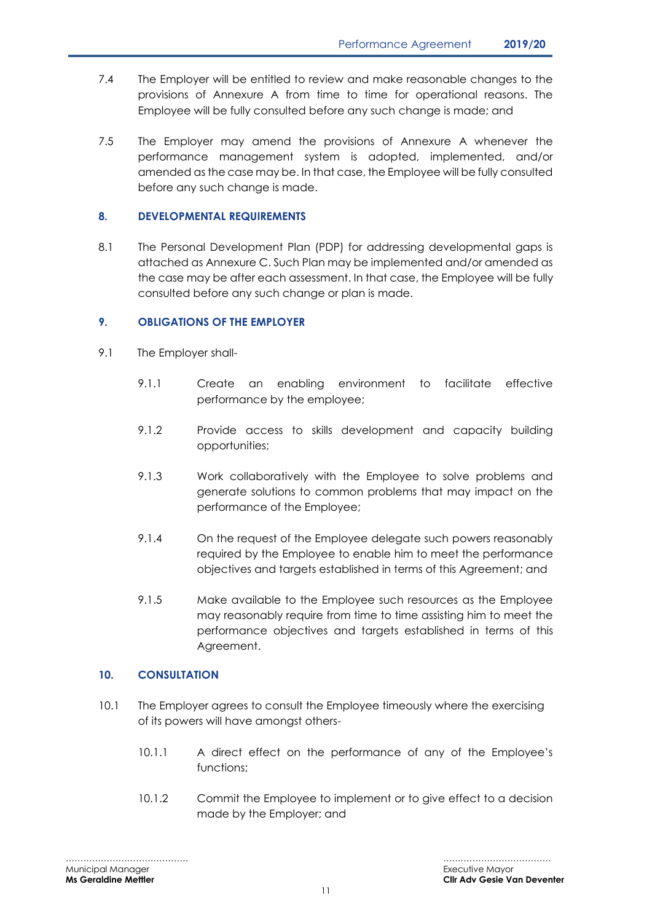7.4 The Employer will be entitled to review and make reasonable changes to the provisions of Annexure A from time to time for operational reasons. The Employee will be fully consulted before any such change is made; and

7.5 The Employer may amend the provisions of Annexure A whenever the performance management system is adopted, implemented, and/or amended as the case may be. In that case, the Employee will be fully consulted before any such change is made.

## 8. DEVELOPMENTAL REQUIREMENTS

8.1 The Personal Development Plan (PDP) for addressing developmental gaps is attached as Annexure C. Such Plan may be implemented and/or amended as the case may be after each assessment. In that case, the Employee will be fully consulted before any such change or plan is made.

## 9. OBLIGATIONS OF THE EMPLOYER

9.1 The Employer shall-

9.1.1 Create an enabling environment to facilitate effective performance by the employee;

9.1.2 Provide access to skills development and capacity building opportunities;

9.1.3 Work collaboratively with the Employee to solve problems and generate solutions to common problems that may impact on the performance of the Employee;

9.1.4 On the request of the Employee delegate such powers reasonably required by the Employee to enable him to meet the performance objectives and targets established in terms of this Agreement; and

9.1.5 Make available to the Employee such resources as the Employee may reasonably require from time to time assisting him to meet the performance objectives and targets established in terms of this Agreement.

## 10. CONSULTATION

10.1 The Employer agrees to consult the Employee timeously where the exercising of its powers will have amongst others-

10.1.1 A direct effect on the performance of any of the Employee's functions;

10.1.2 Commit the Employee to implement or to give effect to a decision made by the Employer; and

.........................................
Municipal Manager
**Ms Geraldine Mettler**

....................................
Executive Mayor
**Cllr Adv Gesie Van Deventer**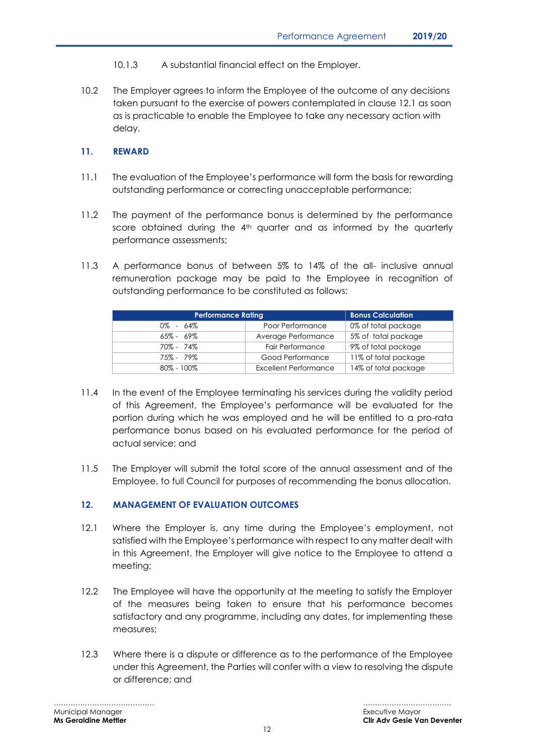10.1.3 A substantial financial effect on the Employer.

10.2 The Employer agrees to inform the Employee of the outcome of any decisions taken pursuant to the exercise of powers contemplated in clause 12.1 as soon as is practicable to enable the Employee to take any necessary action with delay.

## 11. REWARD

11.1 The evaluation of the Employee's performance will form the basis for rewarding outstanding performance or correcting unacceptable performance;

11.2 The payment of the performance bonus is determined by the performance score obtained during the 4th quarter and as informed by the quarterly performance assessments;

11.3 A performance bonus of between 5% to 14% of the all- inclusive annual remuneration package may be paid to the Employee in recognition of outstanding performance to be constituted as follows:

| Performance Rating | | Bonus Calculation |
|---|---|---|
| 0% - 64% | Poor Performance | 0% of total package |
| 65% - 69% | Average Performance | 5% of total package |
| 70% - 74% | Fair Performance | 9% of total package |
| 75% - 79% | Good Performance | 11% of total package |
| 80% - 100% | Excellent Performance | 14% of total package |

11.4 In the event of the Employee terminating his services during the validity period of this Agreement, the Employee's performance will be evaluated for the portion during which he was employed and he will be entitled to a pro-rata performance bonus based on his evaluated performance for the period of actual service; and

11.5 The Employer will submit the total score of the annual assessment and of the Employee, to full Council for purposes of recommending the bonus allocation.

## 12. MANAGEMENT OF EVALUATION OUTCOMES

12.1 Where the Employer is, any time during the Employee's employment, not satisfied with the Employee's performance with respect to any matter dealt with in this Agreement, the Employer will give notice to the Employee to attend a meeting;

12.2 The Employee will have the opportunity at the meeting to satisfy the Employer of the measures being taken to ensure that his performance becomes satisfactory and any programme, including any dates, for implementing these measures;

12.3 Where there is a dispute or difference as to the performance of the Employee under this Agreement, the Parties will confer with a view to resolving the dispute or difference; and

.......................................... 
Municipal Manager
**Ms Geraldine Mettler**

.......................................
Executive Mayor
**Cllr Adv Gesie Van Deventer**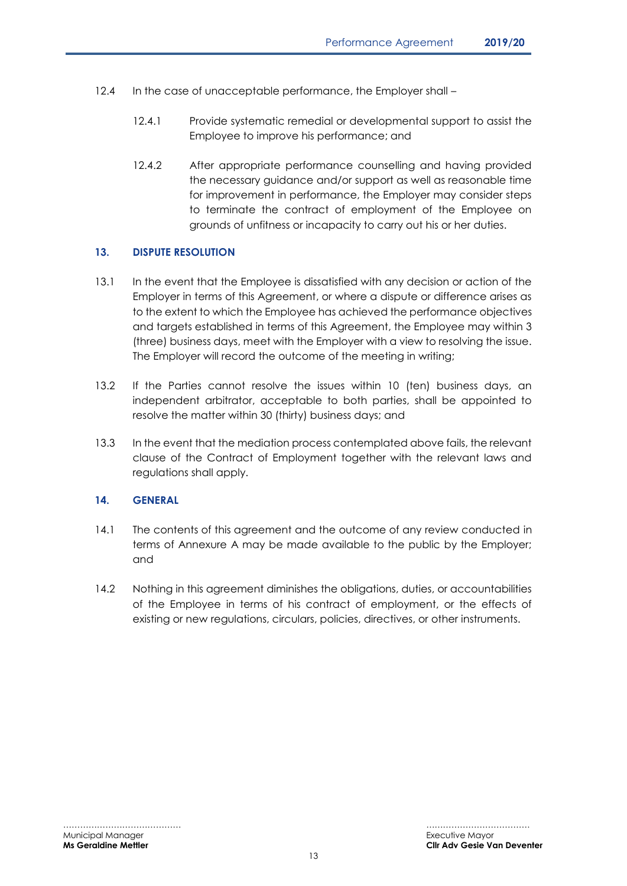12.4 In the case of unacceptable performance, the Employer shall –

12.4.1 Provide systematic remedial or developmental support to assist the Employee to improve his performance; and

12.4.2 After appropriate performance counselling and having provided the necessary guidance and/or support as well as reasonable time for improvement in performance, the Employer may consider steps to terminate the contract of employment of the Employee on grounds of unfitness or incapacity to carry out his or her duties.

## 13. DISPUTE RESOLUTION

13.1 In the event that the Employee is dissatisfied with any decision or action of the Employer in terms of this Agreement, or where a dispute or difference arises as to the extent to which the Employee has achieved the performance objectives and targets established in terms of this Agreement, the Employee may within 3 (three) business days, meet with the Employer with a view to resolving the issue. The Employer will record the outcome of the meeting in writing;

13.2 If the Parties cannot resolve the issues within 10 (ten) business days, an independent arbitrator, acceptable to both parties, shall be appointed to resolve the matter within 30 (thirty) business days; and

13.3 In the event that the mediation process contemplated above fails, the relevant clause of the Contract of Employment together with the relevant laws and regulations shall apply.

## 14. GENERAL

14.1 The contents of this agreement and the outcome of any review conducted in terms of Annexure A may be made available to the public by the Employer; and

14.2 Nothing in this agreement diminishes the obligations, duties, or accountabilities of the Employee in terms of his contract of employment, or the effects of existing or new regulations, circulars, policies, directives, or other instruments.

.........................................
Municipal Manager
**Ms Geraldine Mettler**

....................................
Executive Mayor
**Cllr Adv Gesie Van Deventer**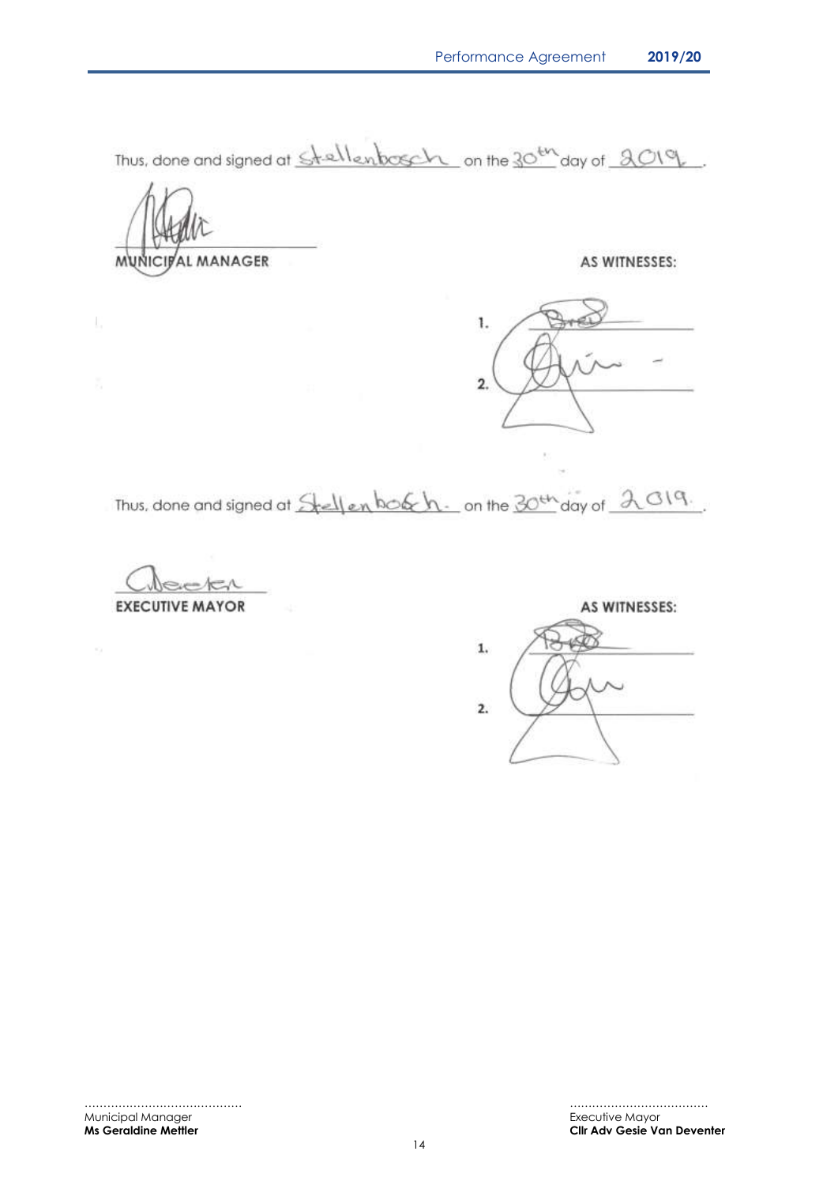Thus, done and signed at Stellenbosch on the 30th day of 2019.

MUNICIPAL MANAGER

AS WITNESSES:

1.

2.

Thus, done and signed at Stellenbosch. on the 30th day of 2019.

EXECUTIVE MAYOR

AS WITNESSES:

1.

2.

……………………………………
Municipal Manager
**Ms Geraldine Mettler**

………………………………
Executive Mayor
**Cllr Adv Gesie Van Deventer**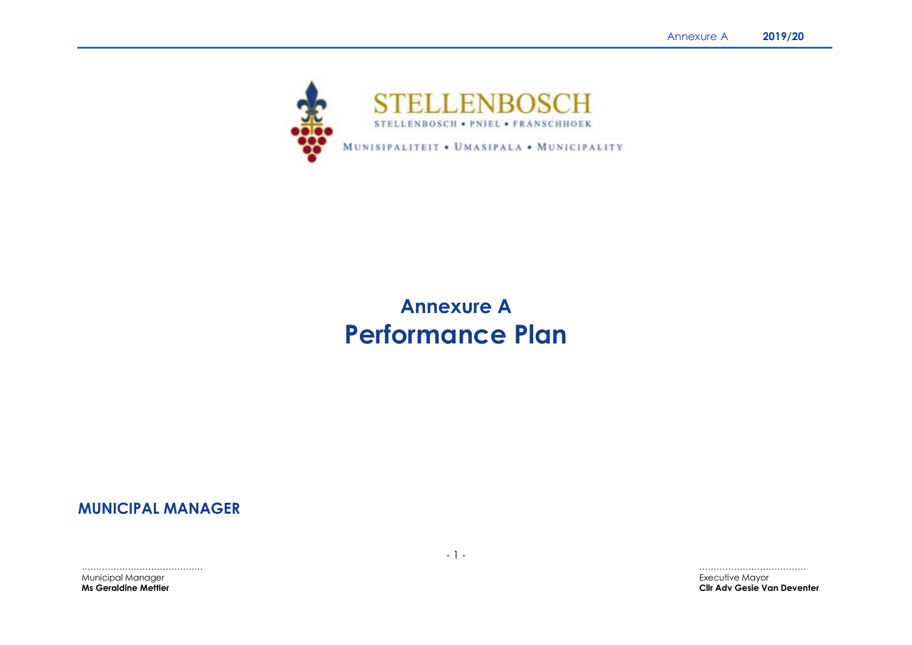STELLENBOSCH

STELLENBOSCH • PNIEL • FRANSCHHOEK

MUNISIPALITEIT • UMASIPALA • MUNICIPALITY

# Annexure A
# Performance Plan

## MUNICIPAL MANAGER

..........................................
Municipal Manager
**Ms Geraldine Mettler**

....................................
Executive Mayor
**Cllr Adv Gesie Van Deventer**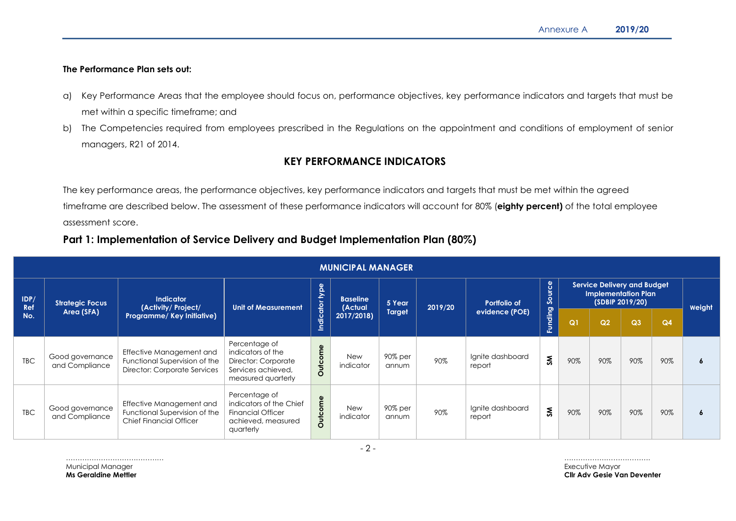**The Performance Plan sets out:**

a) Key Performance Areas that the employee should focus on, performance objectives, key performance indicators and targets that must be met within a specific timeframe; and

b) The Competencies required from employees prescribed in the Regulations on the appointment and conditions of employment of senior managers, R21 of 2014.

## KEY PERFORMANCE INDICATORS

The key performance areas, the performance objectives, key performance indicators and targets that must be met within the agreed timeframe are described below. The assessment of these performance indicators will account for 80% (**eighty percent)** of the total employee assessment score.

## Part 1: Implementation of Service Delivery and Budget Implementation Plan (80%)

| MUNICIPAL MANAGER | | | | | | | | | | | | | | |
|---|---|---|---|---|---|---|---|---|---|---|---|---|---|---|
| IDP/ Ref No. | Strategic Focus Area (SFA) | Indicator (Activity/ Project/ Programme/ Key Initiative) | Unit of Measurement | Indicator type | Baseline (Actual 2017/2018) | 5 Year Target | 2019/20 | Portfolio of evidence (POE) | Funding Source | Service Delivery and Budget Implementation Plan (SDBIP 2019/20) | | | | Weight |
| | | | | | | | | | | Q1 | Q2 | Q3 | Q4 | |
| TBC | Good governance and Compliance | Effective Management and Functional Supervision of the Director: Corporate Services | Percentage of indicators of the Director: Corporate Services achieved, measured quarterly | Outcome | New indicator | 90% per annum | 90% | Ignite dashboard report | SM | 90% | 90% | 90% | 90% | 6 |
| TBC | Good governance and Compliance | Effective Management and Functional Supervision of the Chief Financial Officer | Percentage of indicators of the Chief Financial Officer achieved, measured quarterly | Outcome | New indicator | 90% per annum | 90% | Ignite dashboard report | SM | 90% | 90% | 90% | 90% | 6 |

……………………………………
Municipal Manager
**Ms Geraldine Mettler**

………………………………
Executive Mayor
**Cllr Adv Gesie Van Deventer**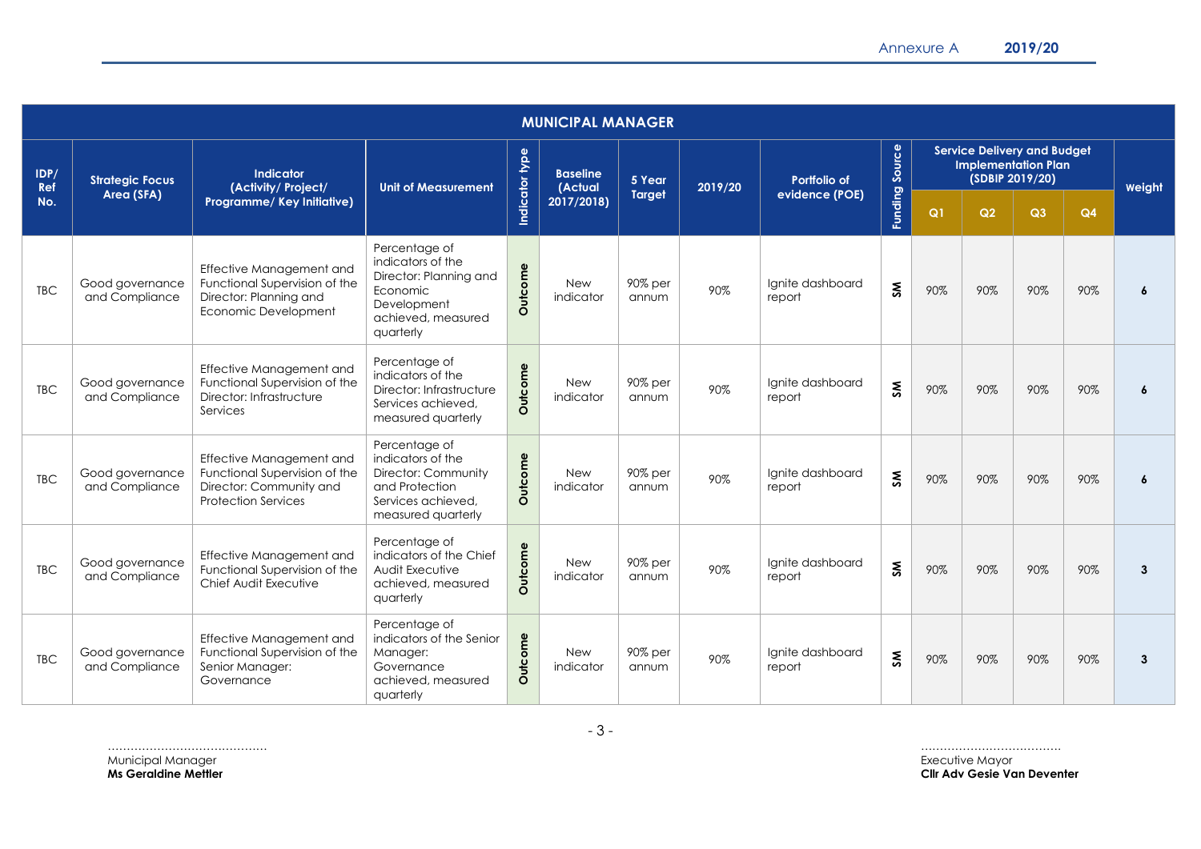| MUNICIPAL MANAGER | | | | | | | | | | | | | | |
|---|---|---|---|---|---|---|---|---|---|---|---|---|---|---|
| IDP/ Ref No. | Strategic Focus Area (SFA) | Indicator (Activity/ Project/ Programme/ Key Initiative) | Unit of Measurement | Indicator type | Baseline (Actual 2017/2018) | 5 Year Target | 2019/20 | Portfolio of evidence (POE) | Funding Source | Service Delivery and Budget Implementation Plan (SDBIP 2019/20) | | | | Weight |
| | | | | | | | | | | Q1 | Q2 | Q3 | Q4 | |
| TBC | Good governance and Compliance | Effective Management and Functional Supervision of the Director: Planning and Economic Development | Percentage of indicators of the Director: Planning and Economic Development achieved, measured quarterly | Outcome | New indicator | 90% per annum | 90% | Ignite dashboard report | SM | 90% | 90% | 90% | 90% | 6 |
| TBC | Good governance and Compliance | Effective Management and Functional Supervision of the Director: Infrastructure Services | Percentage of indicators of the Director: Infrastructure Services achieved, measured quarterly | Outcome | New indicator | 90% per annum | 90% | Ignite dashboard report | SM | 90% | 90% | 90% | 90% | 6 |
| TBC | Good governance and Compliance | Effective Management and Functional Supervision of the Director: Community and Protection Services | Percentage of indicators of the Director: Community and Protection Services achieved, measured quarterly | Outcome | New indicator | 90% per annum | 90% | Ignite dashboard report | SM | 90% | 90% | 90% | 90% | 6 |
| TBC | Good governance and Compliance | Effective Management and Functional Supervision of the Chief Audit Executive | Percentage of indicators of the Chief Audit Executive achieved, measured quarterly | Outcome | New indicator | 90% per annum | 90% | Ignite dashboard report | SM | 90% | 90% | 90% | 90% | 3 |
| TBC | Good governance and Compliance | Effective Management and Functional Supervision of the Senior Manager: Governance | Percentage of indicators of the Senior Manager: Governance achieved, measured quarterly | Outcome | New indicator | 90% per annum | 90% | Ignite dashboard report | SM | 90% | 90% | 90% | 90% | 3 |

……………………………………
Municipal Manager
**Ms Geraldine Mettler**

………………………………
Executive Mayor
**Cllr Adv Gesie Van Deventer**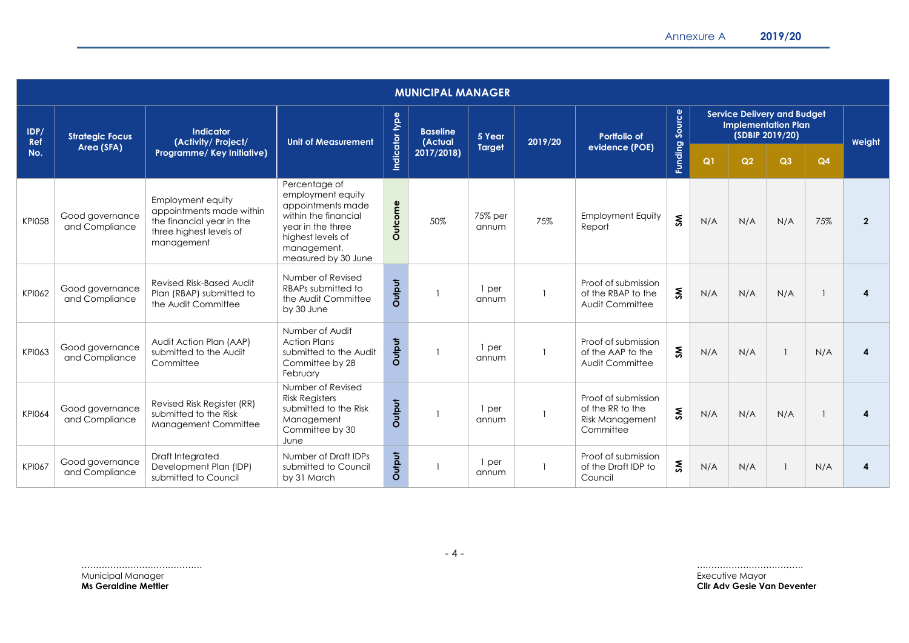| MUNICIPAL MANAGER | | | | | | | | | | | | | | |
|---|---|---|---|---|---|---|---|---|---|---|---|---|---|---|
| IDP/ Ref No. | Strategic Focus Area (SFA) | Indicator (Activity/ Project/ Programme/ Key Initiative) | Unit of Measurement | Indicator type | Baseline (Actual 2017/2018) | 5 Year Target | 2019/20 | Portfolio of evidence (POE) | Funding Source | Service Delivery and Budget Implementation Plan (SDBIP 2019/20) | | | | Weight |
| | | | | | | | | | | Q1 | Q2 | Q3 | Q4 | |
| KPI058 | Good governance and Compliance | Employment equity appointments made within the financial year in the three highest levels of management | Percentage of employment equity appointments made within the financial year in the three highest levels of management, measured by 30 June | Outcome | 50% | 75% per annum | 75% | Employment Equity Report | SM | N/A | N/A | N/A | 75% | 2 |
| KPI062 | Good governance and Compliance | Revised Risk-Based Audit Plan (RBAP) submitted to the Audit Committee | Number of Revised RBAPs submitted to the Audit Committee by 30 June | Output | 1 | 1 per annum | 1 | Proof of submission of the RBAP to the Audit Committee | SM | N/A | N/A | N/A | 1 | 4 |
| KPI063 | Good governance and Compliance | Audit Action Plan (AAP) submitted to the Audit Committee | Number of Audit Action Plans submitted to the Audit Committee by 28 February | Output | 1 | 1 per annum | 1 | Proof of submission of the AAP to the Audit Committee | SM | N/A | N/A | 1 | N/A | 4 |
| KPI064 | Good governance and Compliance | Revised Risk Register (RR) submitted to the Risk Management Committee | Number of Revised Risk Registers submitted to the Risk Management Committee by 30 June | Output | 1 | 1 per annum | 1 | Proof of submission of the RR to the Risk Management Committee | SM | N/A | N/A | N/A | 1 | 4 |
| KPI067 | Good governance and Compliance | Draft Integrated Development Plan (IDP) submitted to Council | Number of Draft IDPs submitted to Council by 31 March | Output | 1 | 1 per annum | 1 | Proof of submission of the Draft IDP to Council | SM | N/A | N/A | 1 | N/A | 4 |

………………………………………
Municipal Manager
**Ms Geraldine Mettler**

………………………………….
Executive Mayor
**Cllr Adv Gesie Van Deventer**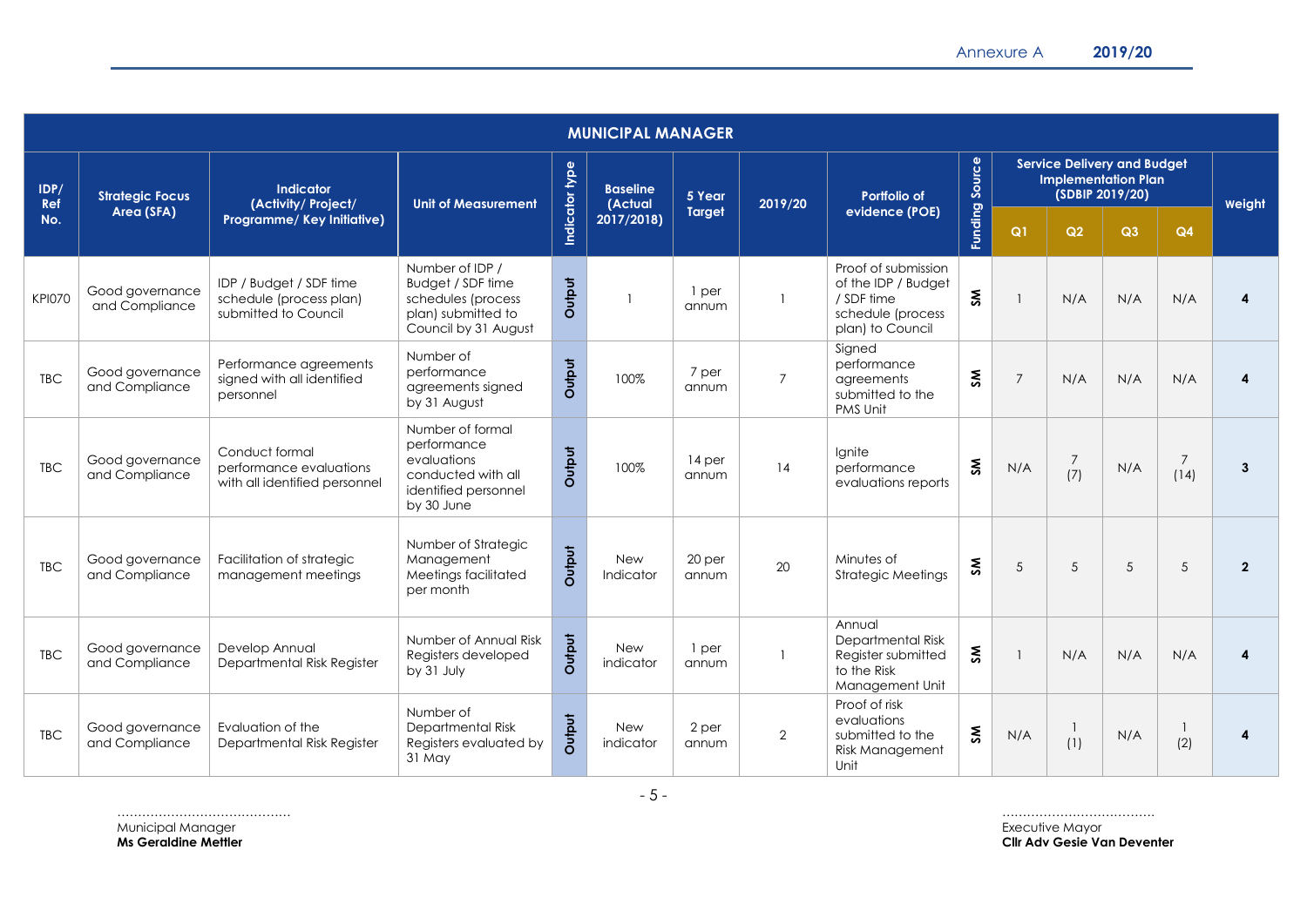| MUNICIPAL MANAGER | | | | | | | | | | | | | | | |
|---|---|---|---|---|---|---|---|---|---|---|---|---|---|---|---|
| IDP/ Ref No. | Strategic Focus Area (SFA) | Indicator (Activity/ Project/ Programme/ Key Initiative) | Unit of Measurement | Indicator type | Baseline (Actual 2017/2018) | 5 Year Target | 2019/20 | Portfolio of evidence (POE) | Funding Source | Service Delivery and Budget Implementation Plan (SDBIP 2019/20) | | | | Weight |
| | | | | | | | | | | Q1 | Q2 | Q3 | Q4 | |
| KPI070 | Good governance and Compliance | IDP / Budget / SDF time schedule (process plan) submitted to Council | Number of IDP / Budget / SDF time schedules (process plan) submitted to Council by 31 August | Output | 1 | 1 per annum | 1 | Proof of submission of the IDP / Budget / SDF time schedule (process plan) to Council | SM | 1 | N/A | N/A | N/A | 4 |
| TBC | Good governance and Compliance | Performance agreements signed with all identified personnel | Number of performance agreements signed by 31 August | Output | 100% | 7 per annum | 7 | Signed performance agreements submitted to the PMS Unit | SM | 7 | N/A | N/A | N/A | 4 |
| TBC | Good governance and Compliance | Conduct formal performance evaluations with all identified personnel | Number of formal performance evaluations conducted with all identified personnel by 30 June | Output | 100% | 14 per annum | 14 | Ignite performance evaluations reports | SM | N/A | 7 (7) | N/A | 7 (14) | 3 |
| TBC | Good governance and Compliance | Facilitation of strategic management meetings | Number of Strategic Management Meetings facilitated per month | Output | New Indicator | 20 per annum | 20 | Minutes of Strategic Meetings | SM | 5 | 5 | 5 | 5 | 2 |
| TBC | Good governance and Compliance | Develop Annual Departmental Risk Register | Number of Annual Risk Registers developed by 31 July | Output | New indicator | 1 per annum | 1 | Annual Departmental Risk Register submitted to the Risk Management Unit | SM | 1 | N/A | N/A | N/A | 4 |
| TBC | Good governance and Compliance | Evaluation of the Departmental Risk Register | Number of Departmental Risk Registers evaluated by 31 May | Output | New indicator | 2 per annum | 2 | Proof of risk evaluations submitted to the Risk Management Unit | SM | N/A | 1 (1) | N/A | 1 (2) | 4 |

……………………………………
Municipal Manager
**Ms Geraldine Mettler**

………………………………
Executive Mayor
**Cllr Adv Gesie Van Deventer**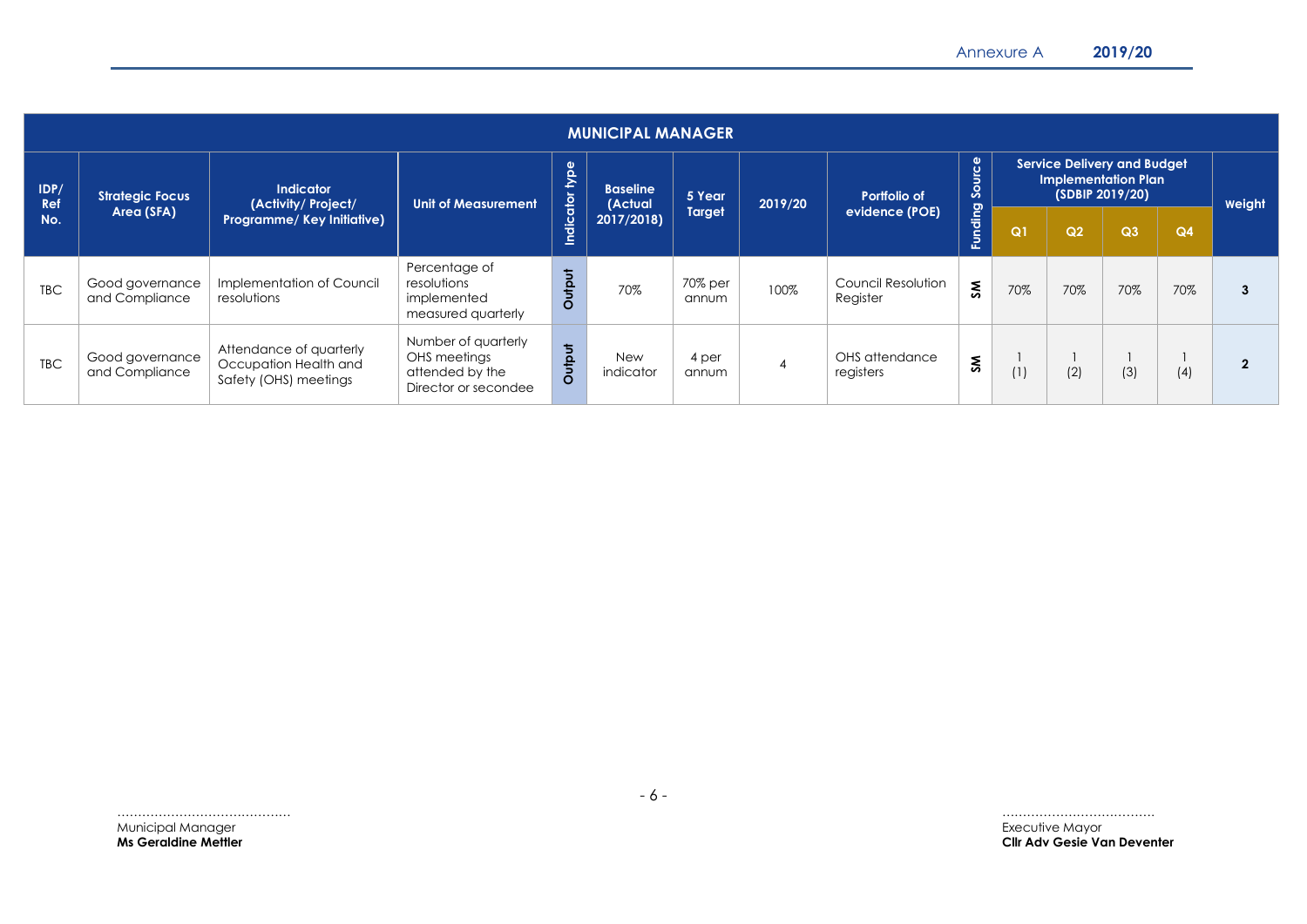| MUNICIPAL MANAGER | | | | | | | | | | | | | | |
|---|---|---|---|---|---|---|---|---|---|---|---|---|---|---|
| IDP/ Ref No. | Strategic Focus Area (SFA) | Indicator (Activity/ Project/ Programme/ Key Initiative) | Unit of Measurement | Indicator type | Baseline (Actual 2017/2018) | 5 Year Target | 2019/20 | Portfolio of evidence (POE) | Funding Source | Service Delivery and Budget Implementation Plan (SDBIP 2019/20) | | | | Weight |
| | | | | | | | | | | Q1 | Q2 | Q3 | Q4 | |
| TBC | Good governance and Compliance | Implementation of Council resolutions | Percentage of resolutions implemented measured quarterly | Output | 70% | 70% per annum | 100% | Council Resolution Register | SM | 70% | 70% | 70% | 70% | **3** |
| TBC | Good governance and Compliance | Attendance of quarterly Occupation Health and Safety (OHS) meetings | Number of quarterly OHS meetings attended by the Director or secondee | Output | New indicator | 4 per annum | 4 | OHS attendance registers | SM | 1 (1) | 1 (2) | 1 (3) | 1 (4) | **2** |

…………………………………… 
Municipal Manager 
**Ms Geraldine Mettler**

……………………………… 
Executive Mayor 
**Cllr Adv Gesie Van Deventer**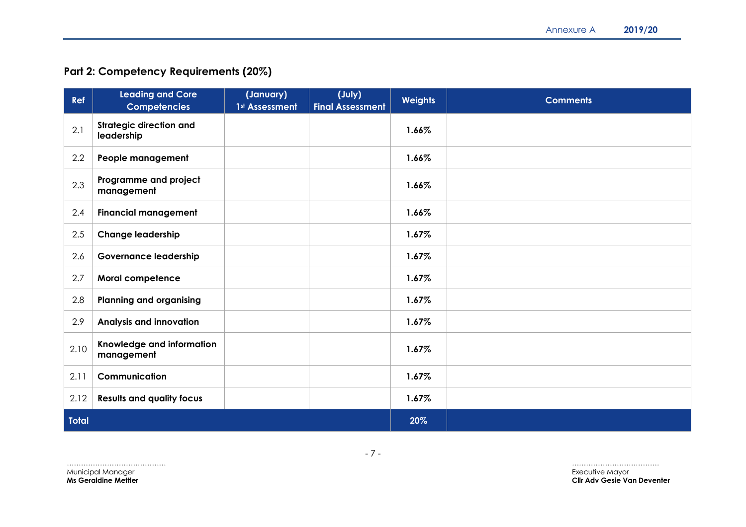## Part 2: Competency Requirements (20%)

| Ref | Leading and Core Competencies | (January) 1st Assessment | (July) Final Assessment | Weights | Comments |
|---|---|---|---|---|---|
| 2.1 | **Strategic direction and leadership** | | | **1.66%** | |
| 2.2 | **People management** | | | **1.66%** | |
| 2.3 | **Programme and project management** | | | **1.66%** | |
| 2.4 | **Financial management** | | | **1.66%** | |
| 2.5 | **Change leadership** | | | **1.67%** | |
| 2.6 | **Governance leadership** | | | **1.67%** | |
| 2.7 | **Moral competence** | | | **1.67%** | |
| 2.8 | **Planning and organising** | | | **1.67%** | |
| 2.9 | **Analysis and innovation** | | | **1.67%** | |
| 2.10 | **Knowledge and information management** | | | **1.67%** | |
| 2.11 | **Communication** | | | **1.67%** | |
| 2.12 | **Results and quality focus** | | | **1.67%** | |
| **Total** | | | | **20%** | |

..........................................
Municipal Manager
**Ms Geraldine Mettler**

....................................
Executive Mayor
**Cllr Adv Gesie Van Deventer**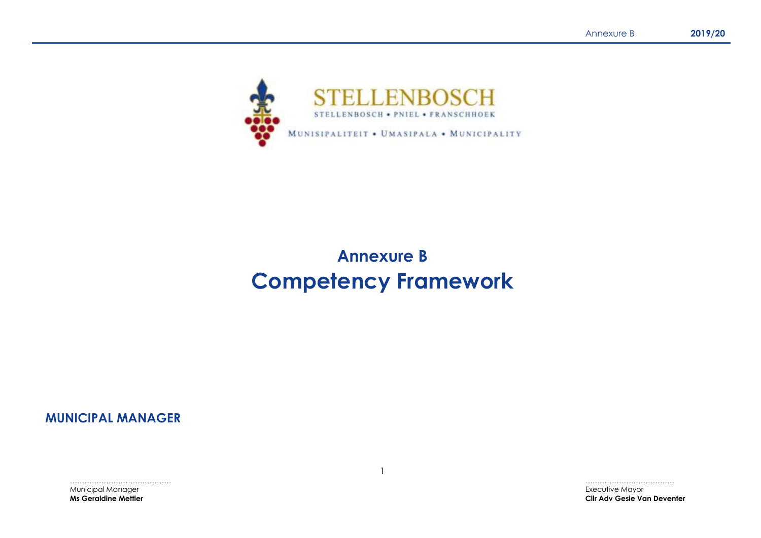STELLENBOSCH

STELLENBOSCH • PNIEL • FRANSCHHOEK

MUNISIPALITEIT • UMASIPALA • MUNICIPALITY

# Annexure B
# Competency Framework

## MUNICIPAL MANAGER

..........................................
Municipal Manager
**Ms Geraldine Mettler**

.....................................
Executive Mayor
**Cllr Adv Gesie Van Deventer**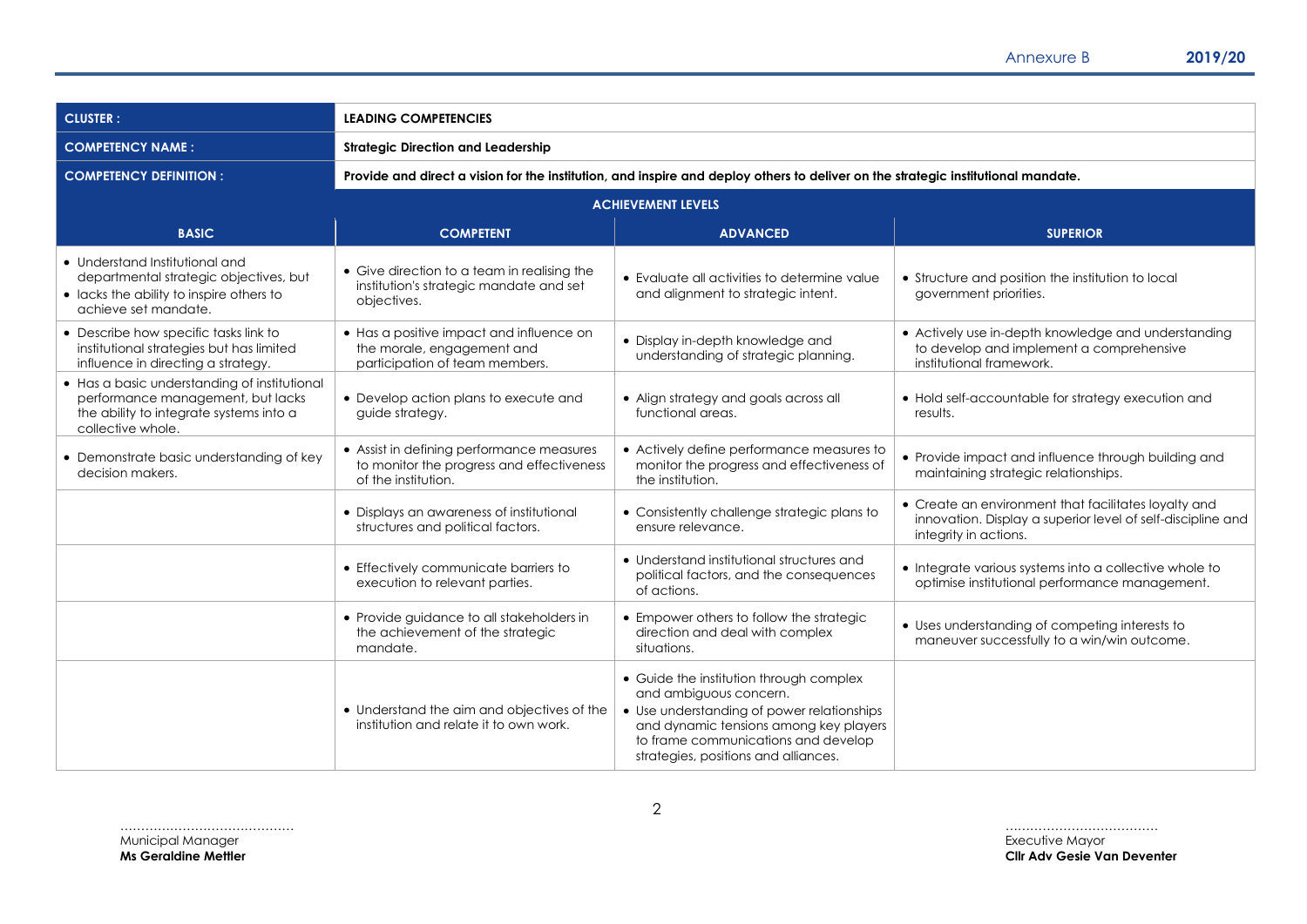| CLUSTER : | LEADING COMPETENCIES | | |
|---|---|---|---|
| COMPETENCY NAME : | Strategic Direction and Leadership | | |
| COMPETENCY DEFINITION : | Provide and direct a vision for the institution, and inspire and deploy others to deliver on the strategic institutional mandate. | | |
| ACHIEVEMENT LEVELS | | | |
| BASIC | COMPETENT | ADVANCED | SUPERIOR |
| • Understand Institutional and departmental strategic objectives, but<br>• lacks the ability to inspire others to achieve set mandate. | • Give direction to a team in realising the institution's strategic mandate and set objectives. | • Evaluate all activities to determine value and alignment to strategic intent. | • Structure and position the institution to local government priorities. |
| • Describe how specific tasks link to institutional strategies but has limited influence in directing a strategy. | • Has a positive impact and influence on the morale, engagement and participation of team members. | • Display in-depth knowledge and understanding of strategic planning. | • Actively use in-depth knowledge and understanding to develop and implement a comprehensive institutional framework. |
| • Has a basic understanding of institutional performance management, but lacks the ability to integrate systems into a collective whole. | • Develop action plans to execute and guide strategy. | • Align strategy and goals across all functional areas. | • Hold self-accountable for strategy execution and results. |
| • Demonstrate basic understanding of key decision makers. | • Assist in defining performance measures to monitor the progress and effectiveness of the institution. | • Actively define performance measures to monitor the progress and effectiveness of the institution. | • Provide impact and influence through building and maintaining strategic relationships. |
| | • Displays an awareness of institutional structures and political factors. | • Consistently challenge strategic plans to ensure relevance. | • Create an environment that facilitates loyalty and innovation. Display a superior level of self-discipline and integrity in actions. |
| | • Effectively communicate barriers to execution to relevant parties. | • Understand institutional structures and political factors, and the consequences of actions. | • Integrate various systems into a collective whole to optimise institutional performance management. |
| | • Provide guidance to all stakeholders in the achievement of the strategic mandate. | • Empower others to follow the strategic direction and deal with complex situations. | • Uses understanding of competing interests to maneuver successfully to a win/win outcome. |
| | • Understand the aim and objectives of the institution and relate it to own work. | • Guide the institution through complex and ambiguous concern.<br>• Use understanding of power relationships and dynamic tensions among key players to frame communications and develop strategies, positions and alliances. | |

…………………………………..
Municipal Manager
**Ms Geraldine Mettler**

………………………………
Executive Mayor
**Cllr Adv Gesie Van Deventer**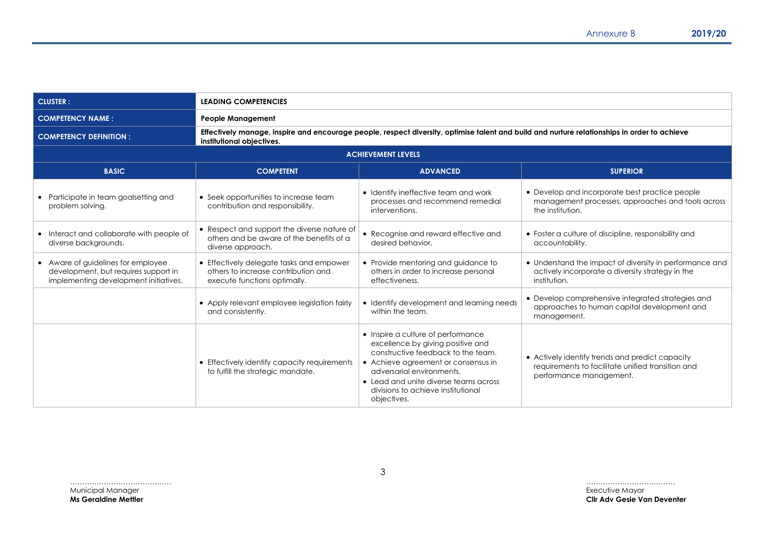| CLUSTER : | LEADING COMPETENCIES | | |
|---|---|---|---|
| COMPETENCY NAME : | People Management | | |
| COMPETENCY DEFINITION : | Effectively manage, inspire and encourage people, respect diversity, optimise talent and build and nurture relationships in order to achieve institutional objectives. | | |
| ACHIEVEMENT LEVELS | | | |
| BASIC | COMPETENT | ADVANCED | SUPERIOR |
| • Participate in team goalsetting and problem solving. | • Seek opportunities to increase team contribution and responsibility. | • Identify ineffective team and work processes and recommend remedial interventions. | • Develop and incorporate best practice people management processes, approaches and tools across the institution. |
| • Interact and collaborate with people of diverse backgrounds. | • Respect and support the diverse nature of others and be aware of the benefits of a diverse approach. | • Recognise and reward effective and desired behavior. | • Foster a culture of discipline, responsibility and accountability. |
| • Aware of guidelines for employee development, but requires support in implementing development initiatives. | • Effectively delegate tasks and empower others to increase contribution and execute functions optimally. | • Provide mentoring and guidance to others in order to increase personal effectiveness. | • Understand the impact of diversity in performance and actively incorporate a diversity strategy in the institution. |
| | • Apply relevant employee legislation fairly and consistently. | • Identify development and learning needs within the team. | • Develop comprehensive integrated strategies and approaches to human capital development and management. |
| | • Effectively identify capacity requirements to fulfill the strategic mandate. | • Inspire a culture of performance excellence by giving positive and constructive feedback to the team.<br>• Achieve agreement or consensus in adversarial environments.<br>• Lead and unite diverse teams across divisions to achieve institutional objectives. | • Actively identify trends and predict capacity requirements to facilitate unified transition and performance management. |

……………………………………
Municipal Manager
**Ms Geraldine Mettler**

………………………………
Executive Mayor
**Cllr Adv Gesie Van Deventer**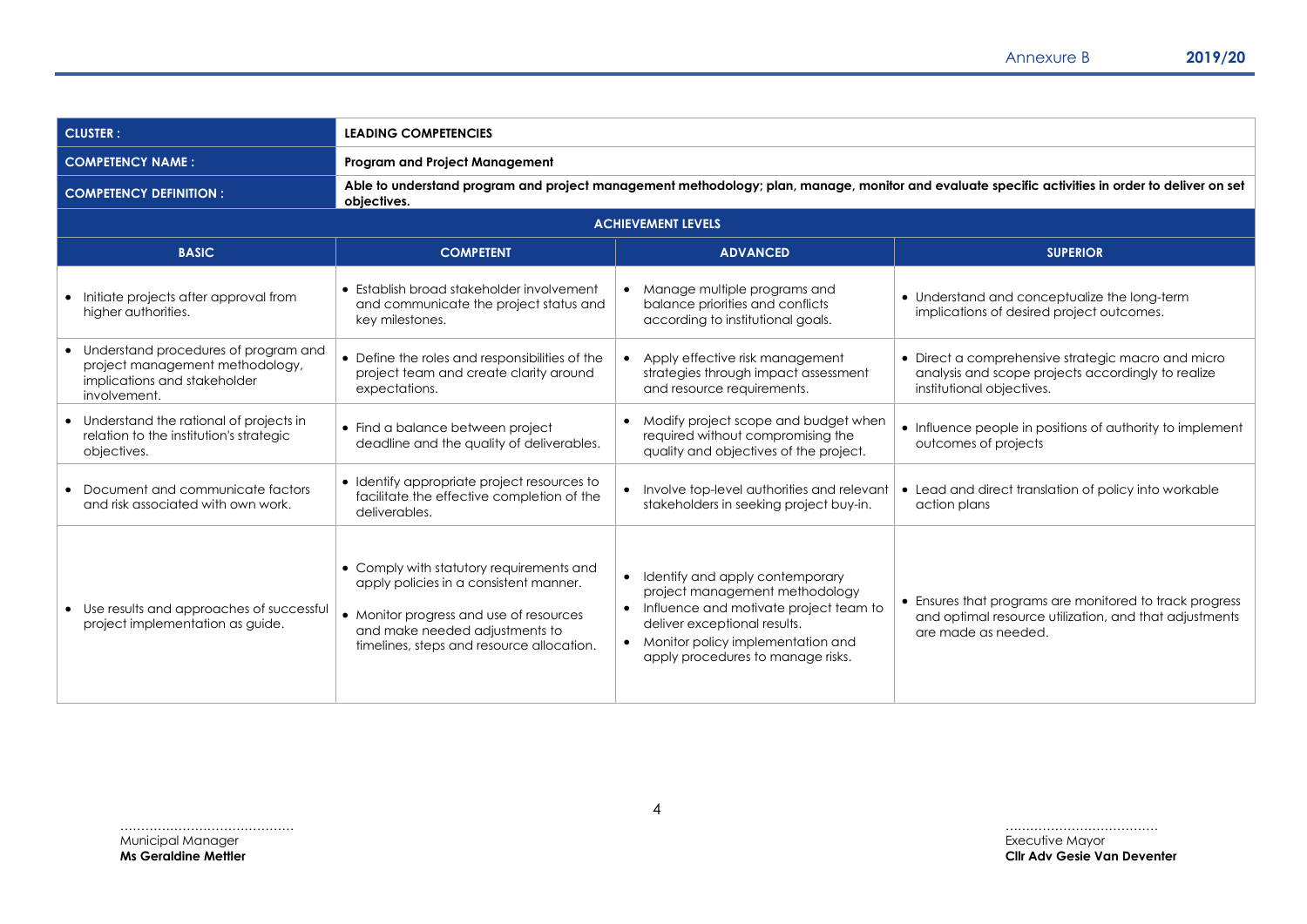| CLUSTER : | LEADING COMPETENCIES | | |
|---|---|---|---|
| **COMPETENCY NAME :** | **Program and Project Management** | | |
| **COMPETENCY DEFINITION :** | **Able to understand program and project management methodology; plan, manage, monitor and evaluate specific activities in order to deliver on set objectives.** | | |
| **ACHIEVEMENT LEVELS** | | | |
| **BASIC** | **COMPETENT** | **ADVANCED** | **SUPERIOR** |
| • Initiate projects after approval from higher authorities. | • Establish broad stakeholder involvement and communicate the project status and key milestones. | • Manage multiple programs and balance priorities and conflicts according to institutional goals. | • Understand and conceptualize the long-term implications of desired project outcomes. |
| • Understand procedures of program and project management methodology, implications and stakeholder involvement. | • Define the roles and responsibilities of the project team and create clarity around expectations. | • Apply effective risk management strategies through impact assessment and resource requirements. | • Direct a comprehensive strategic macro and micro analysis and scope projects accordingly to realize institutional objectives. |
| • Understand the rational of projects in relation to the institution's strategic objectives. | • Find a balance between project deadline and the quality of deliverables. | • Modify project scope and budget when required without compromising the quality and objectives of the project. | • Influence people in positions of authority to implement outcomes of projects |
| • Document and communicate factors and risk associated with own work. | • Identify appropriate project resources to facilitate the effective completion of the deliverables. | • Involve top-level authorities and relevant stakeholders in seeking project buy-in. | • Lead and direct translation of policy into workable action plans |
| • Use results and approaches of successful project implementation as guide. | • Comply with statutory requirements and apply policies in a consistent manner.<br>• Monitor progress and use of resources and make needed adjustments to timelines, steps and resource allocation. | • Identify and apply contemporary project management methodology<br>• Influence and motivate project team to deliver exceptional results.<br>• Monitor policy implementation and apply procedures to manage risks. | • Ensures that programs are monitored to track progress and optimal resource utilization, and that adjustments are made as needed. |

……………………………………
Municipal Manager
**Ms Geraldine Mettler**

………………………………
Executive Mayor
**Cllr Adv Gesie Van Deventer**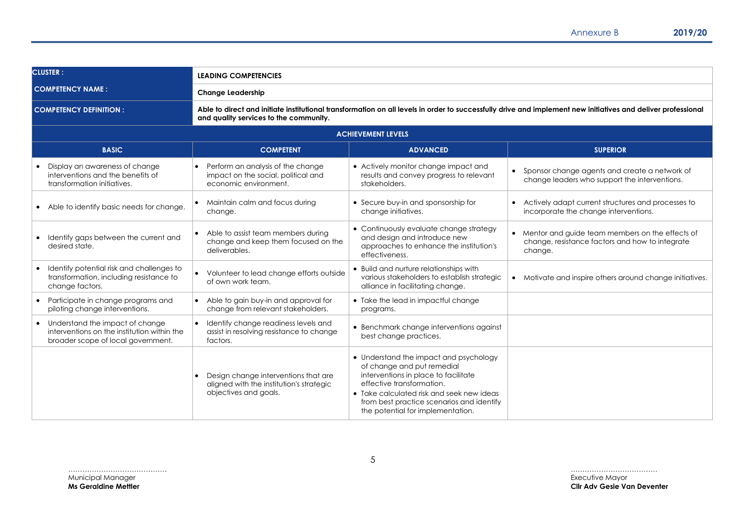| CLUSTER : | LEADING COMPETENCIES | | |
|---|---|---|---|
| COMPETENCY NAME : | Change Leadership | | |
| COMPETENCY DEFINITION : | Able to direct and initiate institutional transformation on all levels in order to successfully drive and implement new initiatives and deliver professional and quality services to the community. | | |
| ACHIEVEMENT LEVELS | | | |
| BASIC | COMPETENT | ADVANCED | SUPERIOR |
| • Display an awareness of change interventions and the benefits of transformation initiatives. | • Perform an analysis of the change impact on the social, political and economic environment. | • Actively monitor change impact and results and convey progress to relevant stakeholders. | • Sponsor change agents and create a network of change leaders who support the interventions. |
| • Able to identify basic needs for change. | • Maintain calm and focus during change. | • Secure buy-in and sponsorship for change initiatives. | • Actively adapt current structures and processes to incorporate the change interventions. |
| • Identify gaps between the current and desired state. | • Able to assist team members during change and keep them focused on the deliverables. | • Continuously evaluate change strategy and design and introduce new approaches to enhance the institution's effectiveness. | • Mentor and guide team members on the effects of change, resistance factors and how to integrate change. |
| • Identify potential risk and challenges to transformation, including resistance to change factors. | • Volunteer to lead change efforts outside of own work team. | • Build and nurture relationships with various stakeholders to establish strategic alliance in facilitating change. | • Motivate and inspire others around change initiatives. |
| • Participate in change programs and piloting change interventions. | • Able to gain buy-in and approval for change from relevant stakeholders. | • Take the lead in impactful change programs. | |
| • Understand the impact of change interventions on the institution within the broader scope of local government. | • Identify change readiness levels and assist in resolving resistance to change factors. | • Benchmark change interventions against best change practices. | |
| | • Design change interventions that are aligned with the institution's strategic objectives and goals. | • Understand the impact and psychology of change and put remedial interventions in place to facilitate effective transformation. <br> • Take calculated risk and seek new ideas from best practice scenarios and identify the potential for implementation. | |

……………………………………
Municipal Manager
**Ms Geraldine Mettler**

………………………………
Executive Mayor
**Cllr Adv Gesie Van Deventer**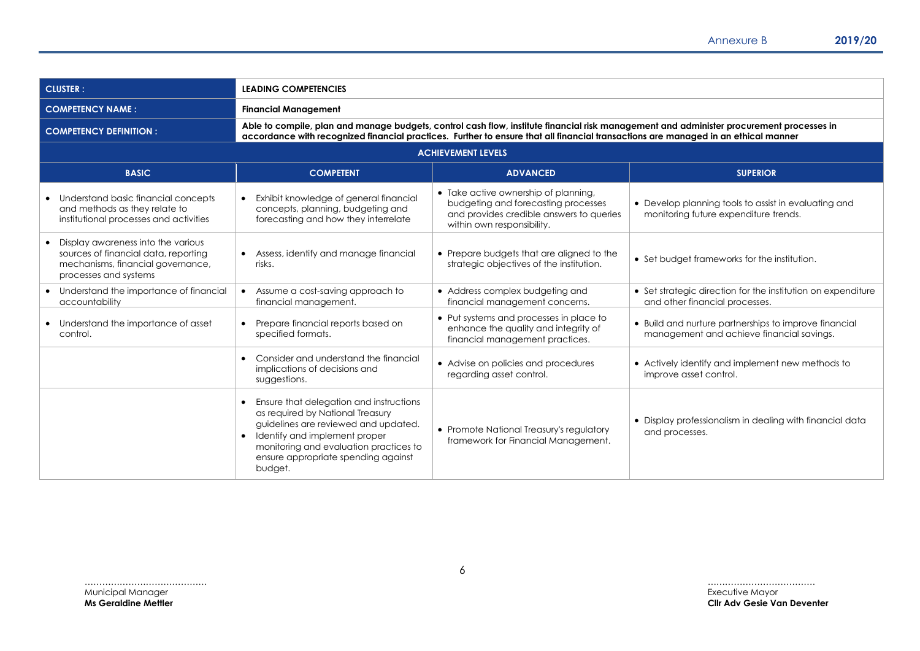| CLUSTER : | LEADING COMPETENCIES | | |
|---|---|---|---|
| COMPETENCY NAME : | Financial Management | | |
| COMPETENCY DEFINITION : | Able to compile, plan and manage budgets, control cash flow, institute financial risk management and administer procurement processes in accordance with recognized financial practices. Further to ensure that all financial transactions are managed in an ethical manner | | |
| ACHIEVEMENT LEVELS | | | |
| BASIC | COMPETENT | ADVANCED | SUPERIOR |
| • Understand basic financial concepts and methods as they relate to institutional processes and activities | • Exhibit knowledge of general financial concepts, planning, budgeting and forecasting and how they interrelate | • Take active ownership of planning, budgeting and forecasting processes and provides credible answers to queries within own responsibility. | • Develop planning tools to assist in evaluating and monitoring future expenditure trends. |
| • Display awareness into the various sources of financial data, reporting mechanisms, financial governance, processes and systems | • Assess, identify and manage financial risks. | • Prepare budgets that are aligned to the strategic objectives of the institution. | • Set budget frameworks for the institution. |
| • Understand the importance of financial accountability | • Assume a cost-saving approach to financial management. | • Address complex budgeting and financial management concerns. | • Set strategic direction for the institution on expenditure and other financial processes. |
| • Understand the importance of asset control. | • Prepare financial reports based on specified formats. | • Put systems and processes in place to enhance the quality and integrity of financial management practices. | • Build and nurture partnerships to improve financial management and achieve financial savings. |
| | • Consider and understand the financial implications of decisions and suggestions. | • Advise on policies and procedures regarding asset control. | • Actively identify and implement new methods to improve asset control. |
| | • Ensure that delegation and instructions as required by National Treasury guidelines are reviewed and updated.<br>• Identify and implement proper monitoring and evaluation practices to ensure appropriate spending against budget. | • Promote National Treasury's regulatory framework for Financial Management. | • Display professionalism in dealing with financial data and processes. |

……………………………………
Municipal Manager
**Ms Geraldine Mettler**

………………………………
Executive Mayor
**Cllr Adv Gesie Van Deventer**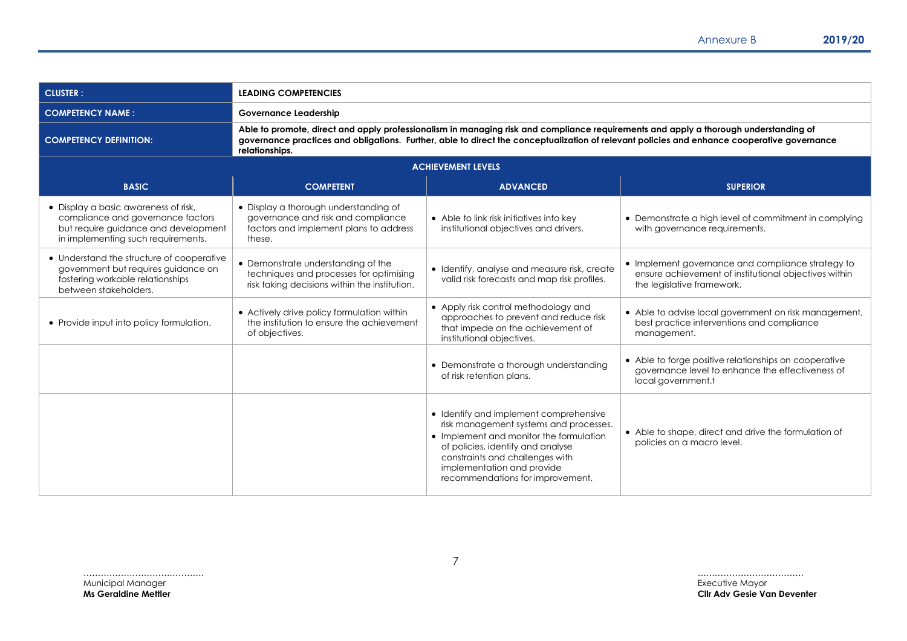| CLUSTER : | LEADING COMPETENCIES | | |
|---|---|---|---|
| COMPETENCY NAME : | Governance Leadership | | |
| COMPETENCY DEFINITION: | Able to promote, direct and apply professionalism in managing risk and compliance requirements and apply a thorough understanding of governance practices and obligations. Further, able to direct the conceptualization of relevant policies and enhance cooperative governance relationships. | | |
| ACHIEVEMENT LEVELS | | | |
| BASIC | COMPETENT | ADVANCED | SUPERIOR |
| • Display a basic awareness of risk, compliance and governance factors but require guidance and development in implementing such requirements. | • Display a thorough understanding of governance and risk and compliance factors and implement plans to address these. | • Able to link risk initiatives into key institutional objectives and drivers. | • Demonstrate a high level of commitment in complying with governance requirements. |
| • Understand the structure of cooperative government but requires guidance on fostering workable relationships between stakeholders. | • Demonstrate understanding of the techniques and processes for optimising risk taking decisions within the institution. | • Identify, analyse and measure risk, create valid risk forecasts and map risk profiles. | • Implement governance and compliance strategy to ensure achievement of institutional objectives within the legislative framework. |
| • Provide input into policy formulation. | • Actively drive policy formulation within the institution to ensure the achievement of objectives. | • Apply risk control methodology and approaches to prevent and reduce risk that impede on the achievement of institutional objectives. | • Able to advise local government on risk management, best practice interventions and compliance management. |
| | | • Demonstrate a thorough understanding of risk retention plans. | • Able to forge positive relationships on cooperative governance level to enhance the effectiveness of local government.t |
| | | • Identify and implement comprehensive risk management systems and processes.<br>• Implement and monitor the formulation of policies, identify and analyse constraints and challenges with implementation and provide recommendations for improvement. | • Able to shape, direct and drive the formulation of policies on a macro level. |

……………………………………
Municipal Manager
**Ms Geraldine Mettler**

………………………………
Executive Mayor
**Cllr Adv Gesie Van Deventer**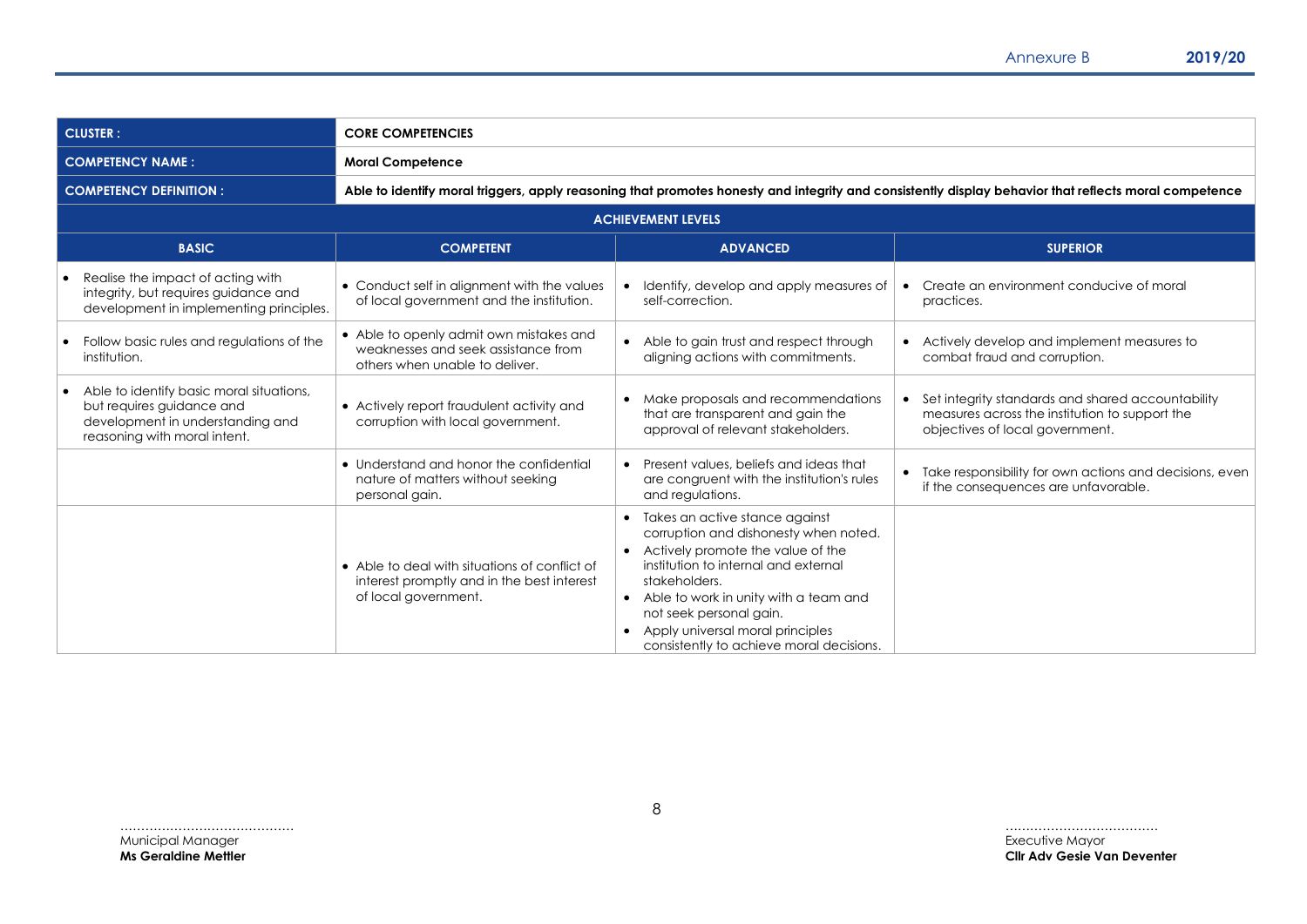| CLUSTER : | CORE COMPETENCIES | | |
|---|---|---|---|
| COMPETENCY NAME : | Moral Competence | | |
| COMPETENCY DEFINITION : | Able to identify moral triggers, apply reasoning that promotes honesty and integrity and consistently display behavior that reflects moral competence | | |
| ACHIEVEMENT LEVELS | | | |
| **BASIC** | **COMPETENT** | **ADVANCED** | **SUPERIOR** |
| • Realise the impact of acting with integrity, but requires guidance and development in implementing principles. | • Conduct self in alignment with the values of local government and the institution. | • Identify, develop and apply measures of self-correction. | • Create an environment conducive of moral practices. |
| • Follow basic rules and regulations of the institution. | • Able to openly admit own mistakes and weaknesses and seek assistance from others when unable to deliver. | • Able to gain trust and respect through aligning actions with commitments. | • Actively develop and implement measures to combat fraud and corruption. |
| • Able to identify basic moral situations, but requires guidance and development in understanding and reasoning with moral intent. | • Actively report fraudulent activity and corruption with local government. | • Make proposals and recommendations that are transparent and gain the approval of relevant stakeholders. | • Set integrity standards and shared accountability measures across the institution to support the objectives of local government. |
| | • Understand and honor the confidential nature of matters without seeking personal gain. | • Present values, beliefs and ideas that are congruent with the institution's rules and regulations. | • Take responsibility for own actions and decisions, even if the consequences are unfavorable. |
| | • Able to deal with situations of conflict of interest promptly and in the best interest of local government. | • Takes an active stance against corruption and dishonesty when noted.<br>• Actively promote the value of the institution to internal and external stakeholders.<br>• Able to work in unity with a team and not seek personal gain.<br>• Apply universal moral principles consistently to achieve moral decisions. | |

……………………………………
Municipal Manager
**Ms Geraldine Mettler**

………………………………
Executive Mayor
**Cllr Adv Gesie Van Deventer**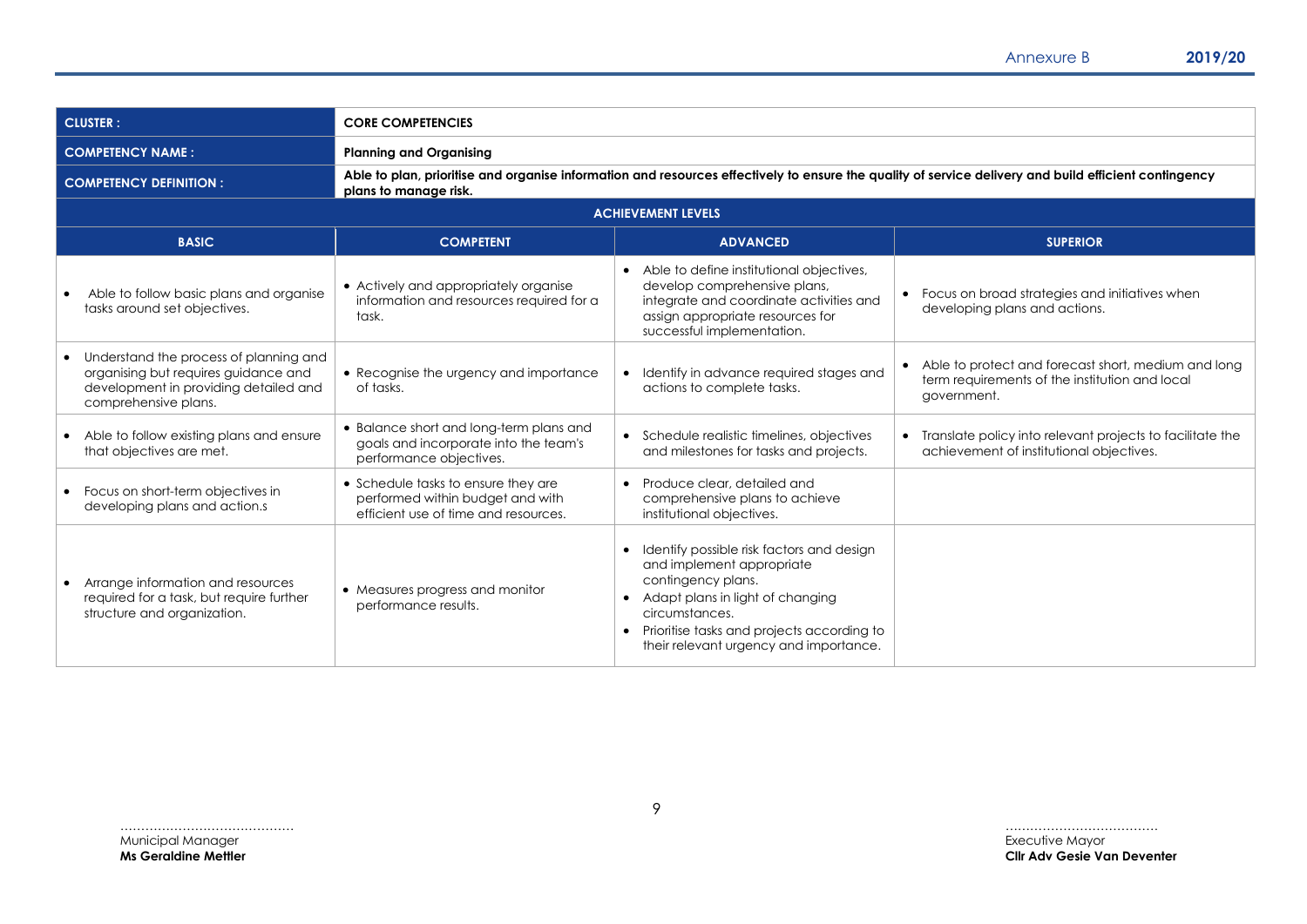| CLUSTER : | CORE COMPETENCIES | | |
|---|---|---|---|
| COMPETENCY NAME : | Planning and Organising | | |
| COMPETENCY DEFINITION : | Able to plan, prioritise and organise information and resources effectively to ensure the quality of service delivery and build efficient contingency plans to manage risk. | | |
| ACHIEVEMENT LEVELS | | | |
| BASIC | COMPETENT | ADVANCED | SUPERIOR |
| • Able to follow basic plans and organise tasks around set objectives. | • Actively and appropriately organise information and resources required for a task. | • Able to define institutional objectives, develop comprehensive plans, integrate and coordinate activities and assign appropriate resources for successful implementation. | • Focus on broad strategies and initiatives when developing plans and actions. |
| • Understand the process of planning and organising but requires guidance and development in providing detailed and comprehensive plans. | • Recognise the urgency and importance of tasks. | • Identify in advance required stages and actions to complete tasks. | • Able to protect and forecast short, medium and long term requirements of the institution and local government. |
| • Able to follow existing plans and ensure that objectives are met. | • Balance short and long-term plans and goals and incorporate into the team's performance objectives. | • Schedule realistic timelines, objectives and milestones for tasks and projects. | • Translate policy into relevant projects to facilitate the achievement of institutional objectives. |
| • Focus on short-term objectives in developing plans and action.s | • Schedule tasks to ensure they are performed within budget and with efficient use of time and resources. | • Produce clear, detailed and comprehensive plans to achieve institutional objectives. | |
| • Arrange information and resources required for a task, but require further structure and organization. | • Measures progress and monitor performance results. | • Identify possible risk factors and design and implement appropriate contingency plans.<br>• Adapt plans in light of changing circumstances.<br>• Prioritise tasks and projects according to their relevant urgency and importance. | |

……………………………………
Municipal Manager
**Ms Geraldine Mettler**

………………………………
Executive Mayor
**Cllr Adv Gesie Van Deventer**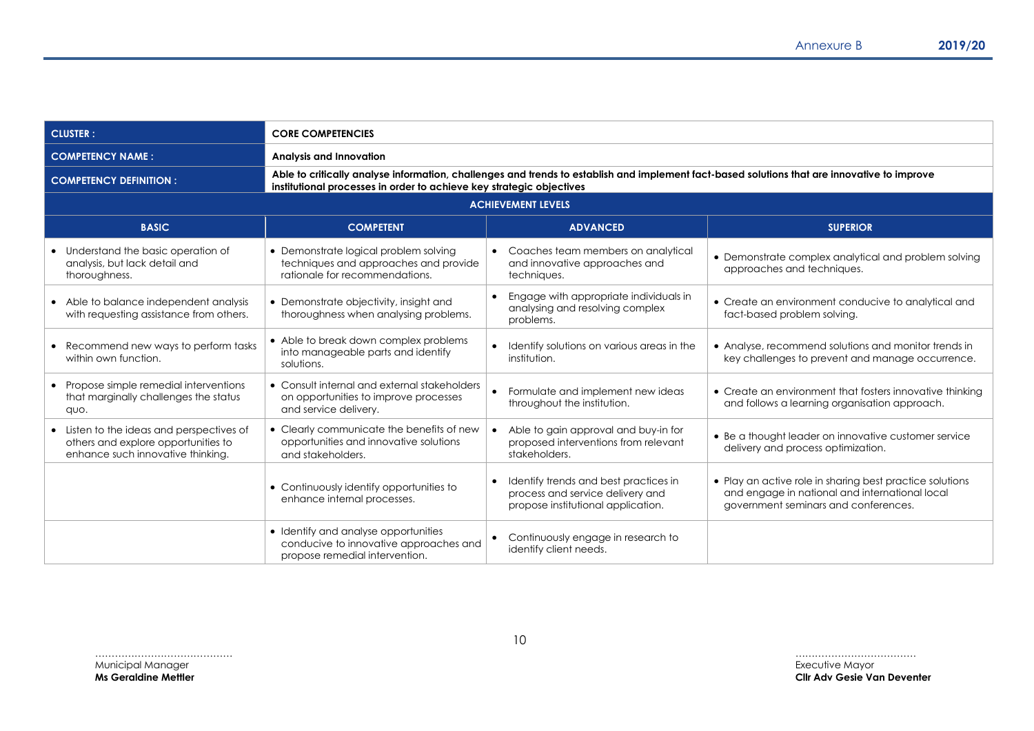| CLUSTER : | CORE COMPETENCIES | | |
|---|---|---|---|
| **COMPETENCY NAME :** | **Analysis and Innovation** | | |
| **COMPETENCY DEFINITION :** | **Able to critically analyse information, challenges and trends to establish and implement fact-based solutions that are innovative to improve institutional processes in order to achieve key strategic objectives** | | |
| **ACHIEVEMENT LEVELS** | | | |
| **BASIC** | **COMPETENT** | **ADVANCED** | **SUPERIOR** |
| • Understand the basic operation of analysis, but lack detail and thoroughness. | • Demonstrate logical problem solving techniques and approaches and provide rationale for recommendations. | • Coaches team members on analytical and innovative approaches and techniques. | • Demonstrate complex analytical and problem solving approaches and techniques. |
| • Able to balance independent analysis with requesting assistance from others. | • Demonstrate objectivity, insight and thoroughness when analysing problems. | • Engage with appropriate individuals in analysing and resolving complex problems. | • Create an environment conducive to analytical and fact-based problem solving. |
| • Recommend new ways to perform tasks within own function. | • Able to break down complex problems into manageable parts and identify solutions. | • Identify solutions on various areas in the institution. | • Analyse, recommend solutions and monitor trends in key challenges to prevent and manage occurrence. |
| • Propose simple remedial interventions that marginally challenges the status quo. | • Consult internal and external stakeholders on opportunities to improve processes and service delivery. | • Formulate and implement new ideas throughout the institution. | • Create an environment that fosters innovative thinking and follows a learning organisation approach. |
| • Listen to the ideas and perspectives of others and explore opportunities to enhance such innovative thinking. | • Clearly communicate the benefits of new opportunities and innovative solutions and stakeholders. | • Able to gain approval and buy-in for proposed interventions from relevant stakeholders. | • Be a thought leader on innovative customer service delivery and process optimization. |
| | • Continuously identify opportunities to enhance internal processes. | • Identify trends and best practices in process and service delivery and propose institutional application. | • Play an active role in sharing best practice solutions and engage in national and international local government seminars and conferences. |
| | • Identify and analyse opportunities conducive to innovative approaches and propose remedial intervention. | • Continuously engage in research to identify client needs. | |

……………………………………
Municipal Manager
**Ms Geraldine Mettler**

………………………………
Executive Mayor
**Cllr Adv Gesie Van Deventer**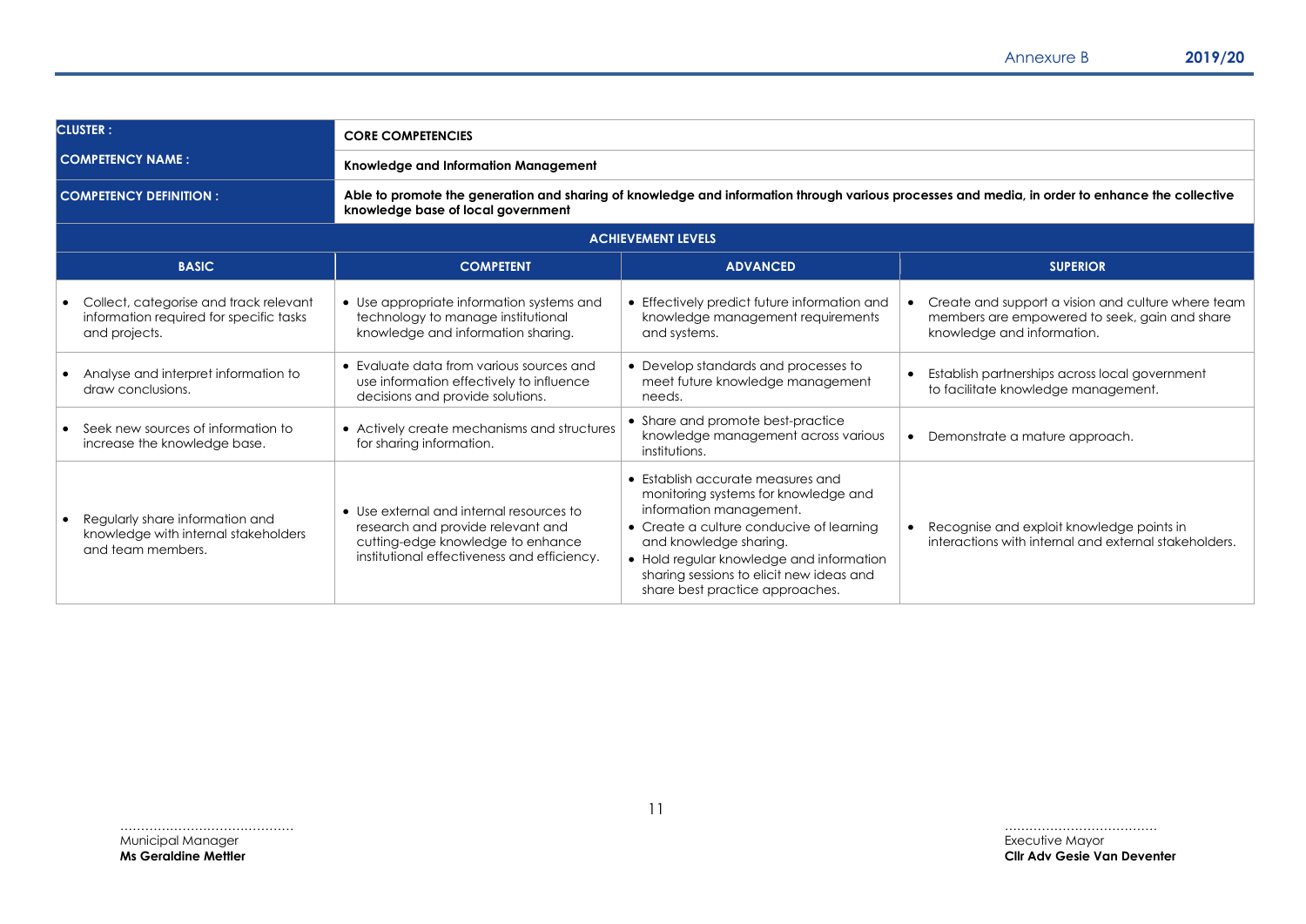| CLUSTER : | CORE COMPETENCIES | | |
|---|---|---|---|
| COMPETENCY NAME : | Knowledge and Information Management | | |
| COMPETENCY DEFINITION : | Able to promote the generation and sharing of knowledge and information through various processes and media, in order to enhance the collective knowledge base of local government | | |
| ACHIEVEMENT LEVELS | | | |
| **BASIC** | **COMPETENT** | **ADVANCED** | **SUPERIOR** |
| • Collect, categorise and track relevant information required for specific tasks and projects. | • Use appropriate information systems and technology to manage institutional knowledge and information sharing. | • Effectively predict future information and knowledge management requirements and systems. | • Create and support a vision and culture where team members are empowered to seek, gain and share knowledge and information. |
| • Analyse and interpret information to draw conclusions. | • Evaluate data from various sources and use information effectively to influence decisions and provide solutions. | • Develop standards and processes to meet future knowledge management needs. | • Establish partnerships across local government to facilitate knowledge management. |
| • Seek new sources of information to increase the knowledge base. | • Actively create mechanisms and structures for sharing information. | • Share and promote best-practice knowledge management across various institutions. | • Demonstrate a mature approach. |
| • Regularly share information and knowledge with internal stakeholders and team members. | • Use external and internal resources to research and provide relevant and cutting-edge knowledge to enhance institutional effectiveness and efficiency. | • Establish accurate measures and monitoring systems for knowledge and information management. • Create a culture conducive of learning and knowledge sharing. • Hold regular knowledge and information sharing sessions to elicit new ideas and share best practice approaches. | • Recognise and exploit knowledge points in interactions with internal and external stakeholders. |

……………………………………
Municipal Manager
**Ms Geraldine Mettler**

………………………………
Executive Mayor
**Cllr Adv Gesie Van Deventer**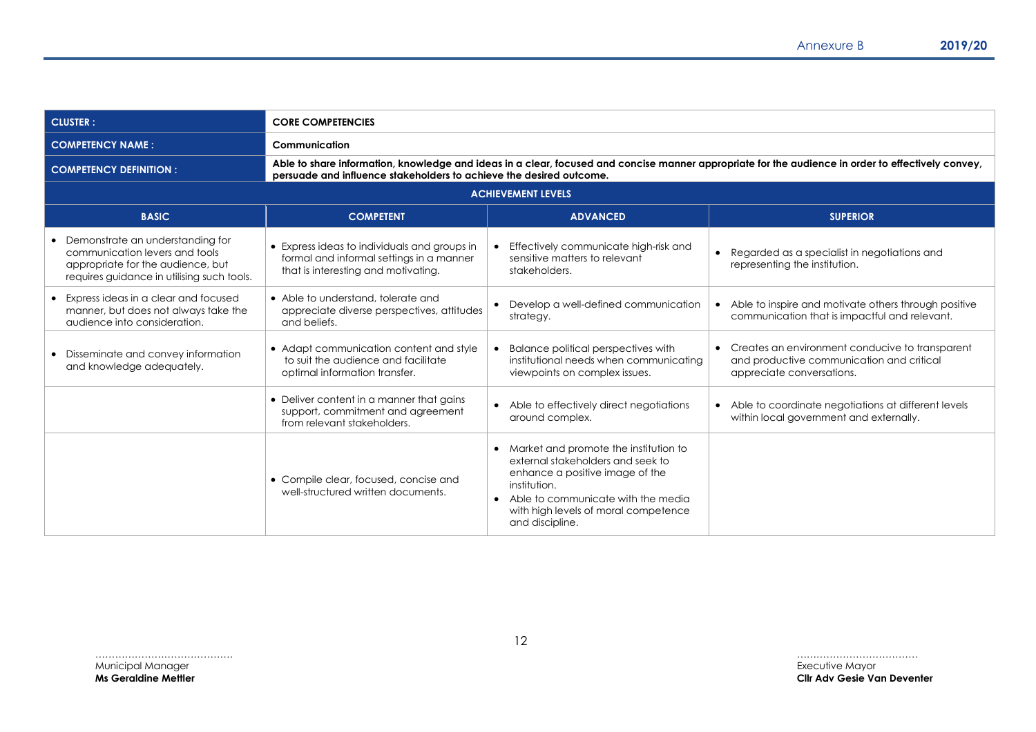| CLUSTER : | CORE COMPETENCIES | | |
|---|---|---|---|
| COMPETENCY NAME : | Communication | | |
| COMPETENCY DEFINITION : | Able to share information, knowledge and ideas in a clear, focused and concise manner appropriate for the audience in order to effectively convey, persuade and influence stakeholders to achieve the desired outcome. | | |
| ACHIEVEMENT LEVELS | | | |
| **BASIC** | **COMPETENT** | **ADVANCED** | **SUPERIOR** |
| • Demonstrate an understanding for communication levers and tools appropriate for the audience, but requires guidance in utilising such tools. | • Express ideas to individuals and groups in formal and informal settings in a manner that is interesting and motivating. | • Effectively communicate high-risk and sensitive matters to relevant stakeholders. | • Regarded as a specialist in negotiations and representing the institution. |
| • Express ideas in a clear and focused manner, but does not always take the audience into consideration. | • Able to understand, tolerate and appreciate diverse perspectives, attitudes and beliefs. | • Develop a well-defined communication strategy. | • Able to inspire and motivate others through positive communication that is impactful and relevant. |
| • Disseminate and convey information and knowledge adequately. | • Adapt communication content and style to suit the audience and facilitate optimal information transfer. | • Balance political perspectives with institutional needs when communicating viewpoints on complex issues. | • Creates an environment conducive to transparent and productive communication and critical appreciate conversations. |
| | • Deliver content in a manner that gains support, commitment and agreement from relevant stakeholders. | • Able to effectively direct negotiations around complex. | • Able to coordinate negotiations at different levels within local government and externally. |
| | • Compile clear, focused, concise and well-structured written documents. | • Market and promote the institution to external stakeholders and seek to enhance a positive image of the institution.<br>• Able to communicate with the media with high levels of moral competence and discipline. | |

……………………………………
Municipal Manager
**Ms Geraldine Mettler**

………………………………
Executive Mayor
**Cllr Adv Gesie Van Deventer**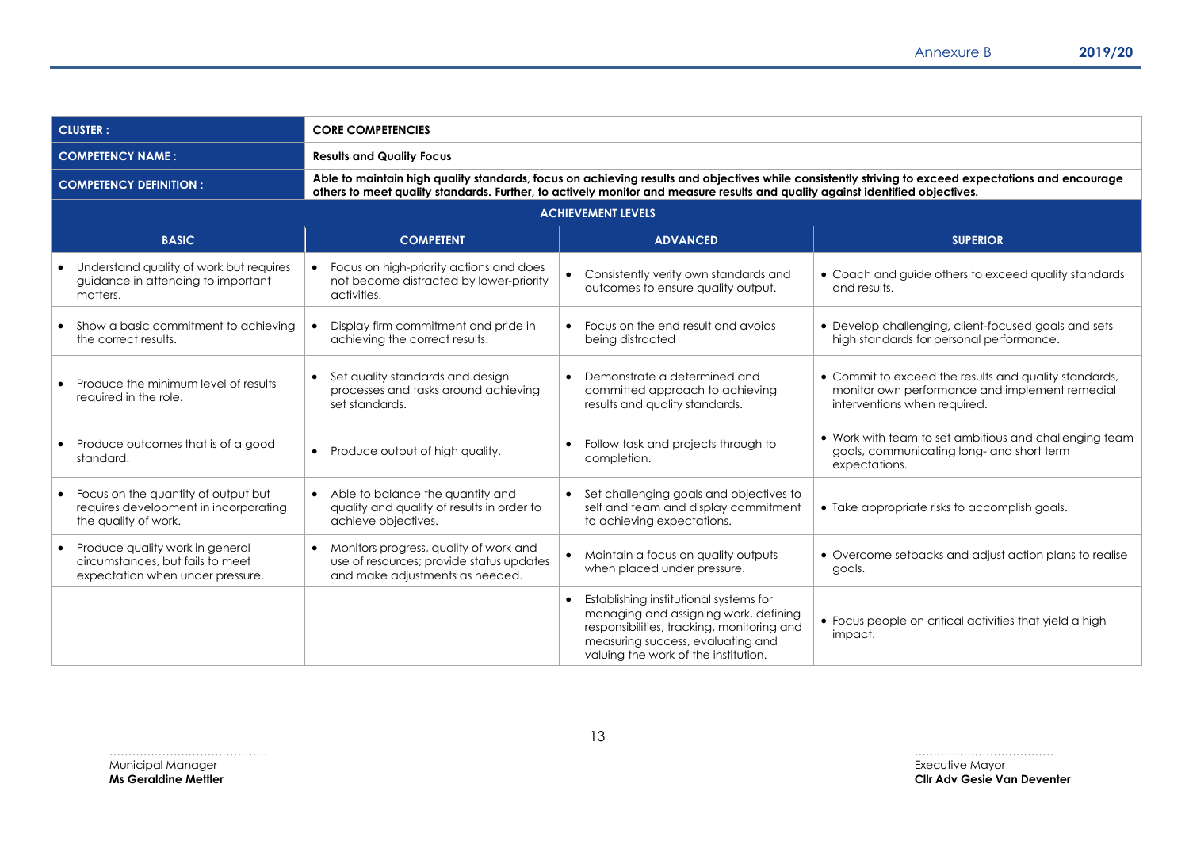| CLUSTER : | CORE COMPETENCIES | | |
|---|---|---|---|
| COMPETENCY NAME : | Results and Quality Focus | | |
| COMPETENCY DEFINITION : | Able to maintain high quality standards, focus on achieving results and objectives while consistently striving to exceed expectations and encourage others to meet quality standards. Further, to actively monitor and measure results and quality against identified objectives. | | |
| ACHIEVEMENT LEVELS | | | |
| **BASIC** | **COMPETENT** | **ADVANCED** | **SUPERIOR** |
| • Understand quality of work but requires guidance in attending to important matters. | • Focus on high-priority actions and does not become distracted by lower-priority activities. | • Consistently verify own standards and outcomes to ensure quality output. | • Coach and guide others to exceed quality standards and results. |
| • Show a basic commitment to achieving the correct results. | • Display firm commitment and pride in achieving the correct results. | • Focus on the end result and avoids being distracted | • Develop challenging, client-focused goals and sets high standards for personal performance. |
| • Produce the minimum level of results required in the role. | • Set quality standards and design processes and tasks around achieving set standards. | • Demonstrate a determined and committed approach to achieving results and quality standards. | • Commit to exceed the results and quality standards, monitor own performance and implement remedial interventions when required. |
| • Produce outcomes that is of a good standard. | • Produce output of high quality. | • Follow task and projects through to completion. | • Work with team to set ambitious and challenging team goals, communicating long- and short term expectations. |
| • Focus on the quantity of output but requires development in incorporating the quality of work. | • Able to balance the quantity and quality and quality of results in order to achieve objectives. | • Set challenging goals and objectives to self and team and display commitment to achieving expectations. | • Take appropriate risks to accomplish goals. |
| • Produce quality work in general circumstances, but fails to meet expectation when under pressure. | • Monitors progress, quality of work and use of resources; provide status updates and make adjustments as needed. | • Maintain a focus on quality outputs when placed under pressure. | • Overcome setbacks and adjust action plans to realise goals. |
| | | • Establishing institutional systems for managing and assigning work, defining responsibilities, tracking, monitoring and measuring success, evaluating and valuing the work of the institution. | • Focus people on critical activities that yield a high impact. |

……………………………………
Municipal Manager
**Ms Geraldine Mettler**

………………………………
Executive Mayor
**Cllr Adv Gesie Van Deventer**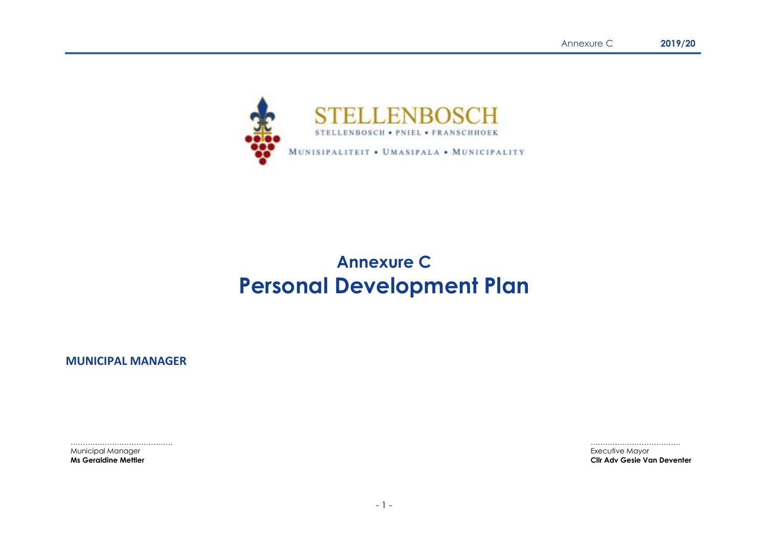STELLENBOSCH

STELLENBOSCH • PNIEL • FRANSCHHOEK

MUNISIPALITEIT • UMASIPALA • MUNICIPALITY

# Annexure C
# Personal Development Plan

**MUNICIPAL MANAGER**

| | |
|---|---|
| ........................................ | .................................... |
| Municipal Manager | Executive Mayor |
| **Ms Geraldine Mettler** | **Cllr Adv Gesie Van Deventer** |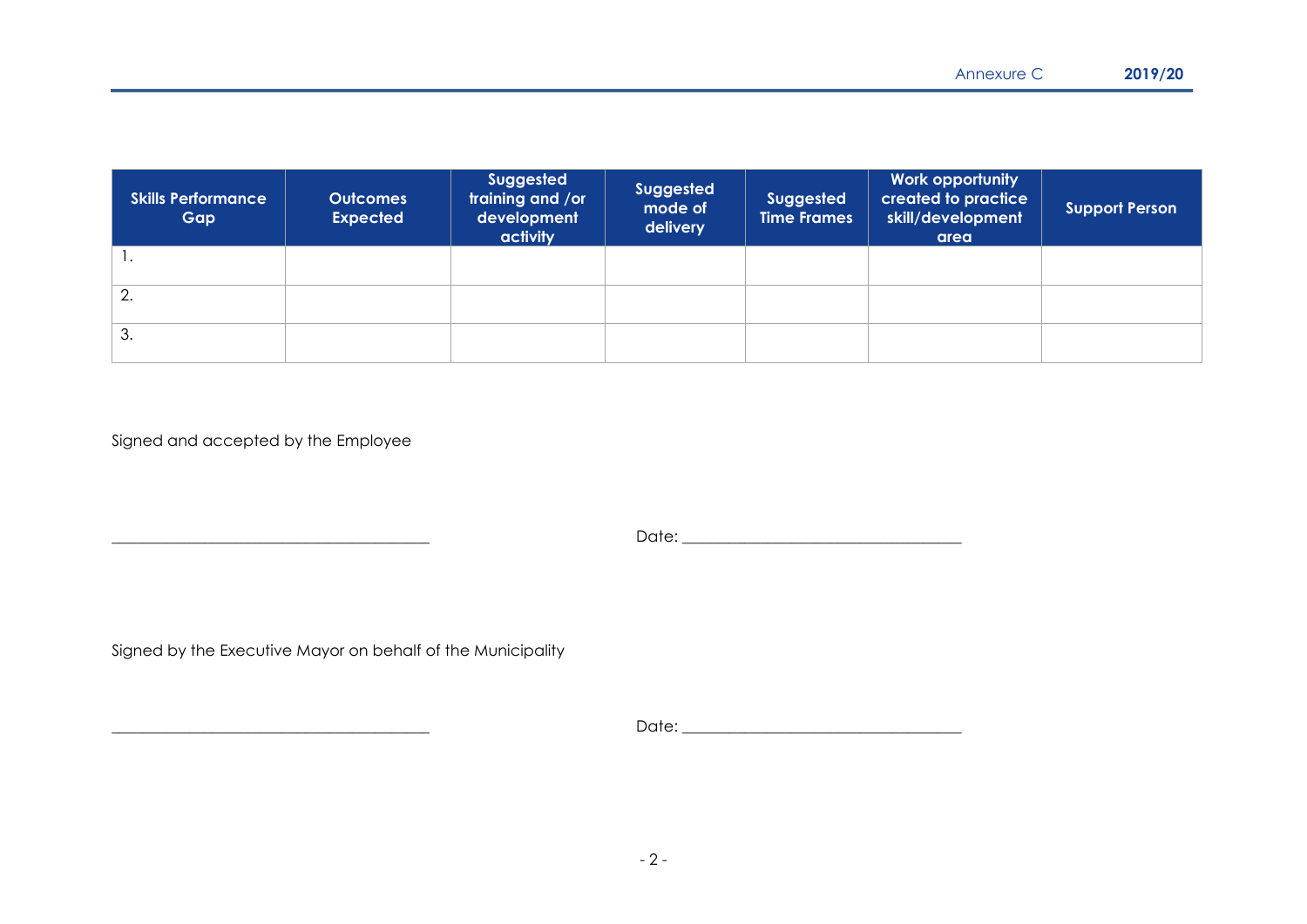| Skills Performance Gap | Outcomes Expected | Suggested training and /or development activity | Suggested mode of delivery | Suggested Time Frames | Work opportunity created to practice skill/development area | Support Person |
|---|---|---|---|---|---|---|
| 1. | | | | | | |
| 2. | | | | | | |
| 3. | | | | | | |

Signed and accepted by the Employee

_______________________________________ Date: __________________________________

Signed by the Executive Mayor on behalf of the Municipality

_______________________________________ Date: __________________________________